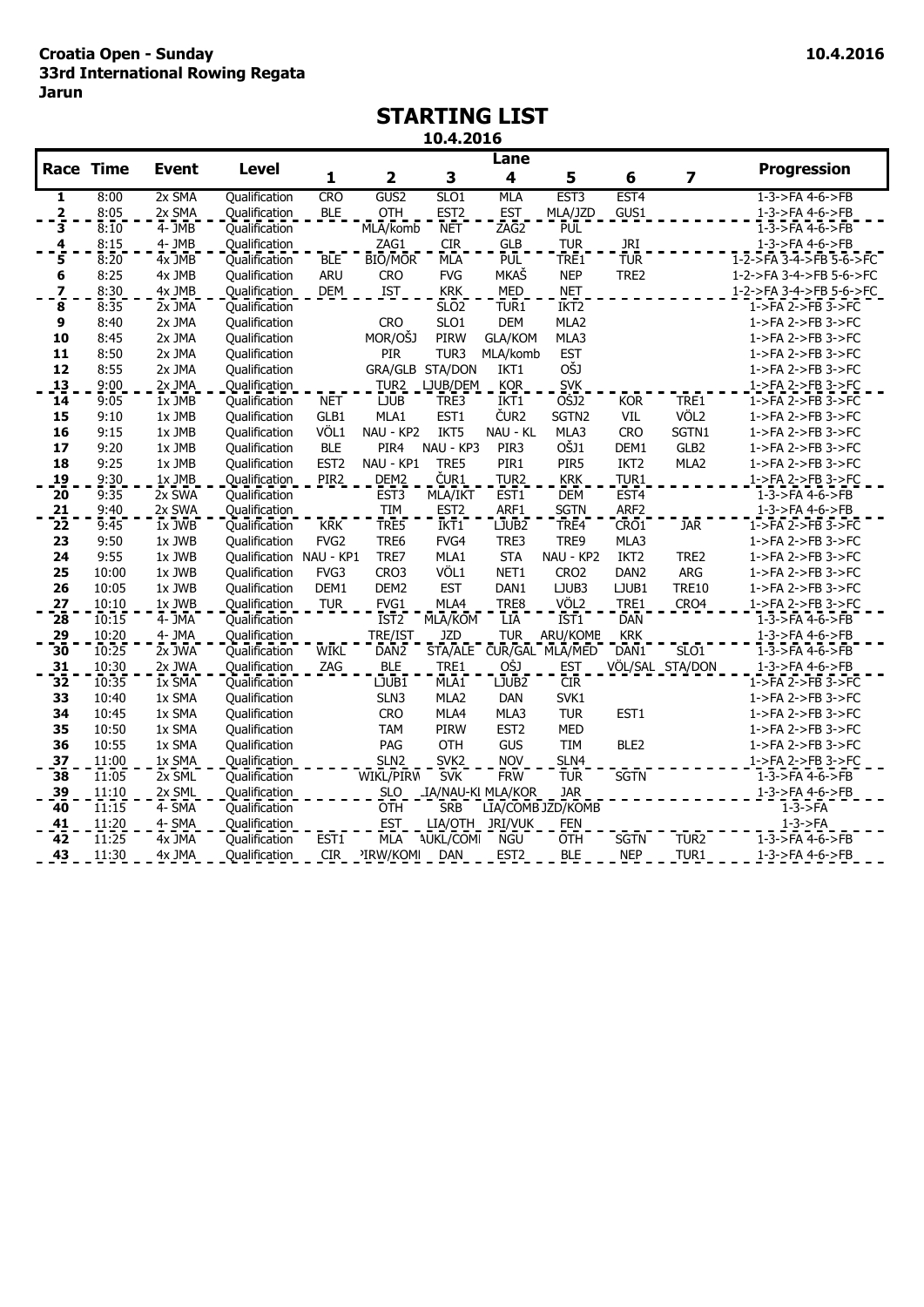**Croatia Open - Sunday**
**33rd International Rowing Regata**
**Jarun**

10.4.2016

# STARTING LIST

10.4.2016

| Race | Time | Event | Level | Lane 1 | Lane 2 | Lane 3 | Lane 4 | Lane 5 | Lane 6 | Lane 7 | Progression |
|---|---|---|---|---|---|---|---|---|---|---|---|
| 1 | 8:00 | 2x SMA | Qualification | CRO | GUS2 | SLO1 | MLA | EST3 | EST4 | | 1-3->FA 4-6->FB |
| 2 | 8:05 | 2x SMA | Qualification | BLE | OTH | EST2 | EST | MLA/JZD | GUS1 | | 1-3->FA 4-6->FB |
| 3 | 8:10 | 4- JMB | Qualification | | MLA/komb | NET | ZAG2 | PUL | | | 1-3->FA 4-6->FB |
| 4 | 8:15 | 4- JMB | Qualification | | ZAG1 | CIR | GLB | TUR | JRI | | 1-3->FA 4-6->FB |
| 5 | 8:20 | 4x JMB | Qualification | BLE | BIO/MOR | MLA | PUL | TRE1 | TUR | | 1-2->FA 3-4->FB 5-6->FC |
| 6 | 8:25 | 4x JMB | Qualification | ARU | CRO | FVG | MKAŠ | NEP | TRE2 | | 1-2->FA 3-4->FB 5-6->FC |
| 7 | 8:30 | 4x JMB | Qualification | DEM | IST | KRK | MED | NET | | | 1-2->FA 3-4->FB 5-6->FC |
| 8 | 8:35 | 2x JMA | Qualification | | | SLO2 | TUR1 | IKT2 | | | 1->FA 2->FB 3->FC |
| 9 | 8:40 | 2x JMA | Qualification | | CRO | SLO1 | DEM | MLA2 | | | 1->FA 2->FB 3->FC |
| 10 | 8:45 | 2x JMA | Qualification | | MOR/OŠJ | PIRW | GLA/KOM | MLA3 | | | 1->FA 2->FB 3->FC |
| 11 | 8:50 | 2x JMA | Qualification | | PIR | TUR3 | MLA/komb | EST | | | 1->FA 2->FB 3->FC |
| 12 | 8:55 | 2x JMA | Qualification | | GRA/GLB | STA/DON | IKT1 | OŠJ | | | 1->FA 2->FB 3->FC |
| 13 | 9:00 | 2x JMA | Qualification | | TUR2 | LJUB/DEM | KOR | SVK | | | 1->FA 2->FB 3->FC |
| 14 | 9:05 | 1x JMB | Qualification | NET | LJUB | TRE3 | IKT1 | OŠJ2 | KOR | TRE1 | 1->FA 2->FB 3->FC |
| 15 | 9:10 | 1x JMB | Qualification | GLB1 | MLA1 | EST1 | ČUR2 | SGTN2 | VIL | VÖL2 | 1->FA 2->FB 3->FC |
| 16 | 9:15 | 1x JMB | Qualification | VÖL1 | NAU - KP2 | IKT5 | NAU - KL | MLA3 | CRO | SGTN1 | 1->FA 2->FB 3->FC |
| 17 | 9:20 | 1x JMB | Qualification | BLE | PIR4 | NAU - KP3 | PIR3 | OŠJ1 | DEM1 | GLB2 | 1->FA 2->FB 3->FC |
| 18 | 9:25 | 1x JMB | Qualification | EST2 | NAU - KP1 | TRE5 | PIR1 | PIR5 | IKT2 | MLA2 | 1->FA 2->FB 3->FC |
| 19 | 9:30 | 1x JMB | Qualification | PIR2 | DEM2 | ČUR1 | TUR2 | KRK | TUR1 | | 1->FA 2->FB 3->FC |
| 20 | 9:35 | 2x SWA | Qualification | | EST3 | MLA/IKT | EST1 | DEM | EST4 | | 1-3->FA 4-6->FB |
| 21 | 9:40 | 2x SWA | Qualification | | TIM | EST2 | ARF1 | SGTN | ARF2 | | 1-3->FA 4-6->FB |
| 22 | 9:45 | 1x JWB | Qualification | KRK | TRE5 | IKT1 | LJUB2 | TRE4 | CRO1 | JAR | 1->FA 2->FB 3->FC |
| 23 | 9:50 | 1x JWB | Qualification | FVG2 | TRE6 | FVG4 | TRE3 | TRE9 | MLA3 | | 1->FA 2->FB 3->FC |
| 24 | 9:55 | 1x JWB | Qualification | NAU - KP1 | TRE7 | MLA1 | STA | NAU - KP2 | IKT2 | TRE2 | 1->FA 2->FB 3->FC |
| 25 | 10:00 | 1x JWB | Qualification | FVG3 | CRO3 | VÖL1 | NET1 | CRO2 | DAN2 | ARG | 1->FA 2->FB 3->FC |
| 26 | 10:05 | 1x JWB | Qualification | DEM1 | DEM2 | EST | DAN1 | LJUB3 | LJUB1 | TRE10 | 1->FA 2->FB 3->FC |
| 27 | 10:10 | 1x JWB | Qualification | TUR | FVG1 | MLA4 | TRE8 | VÖL2 | TRE1 | CRO4 | 1->FA 2->FB 3->FC |
| 28 | 10:15 | 4- JMA | Qualification | | IST2 | MLA/KOM | LIA | IST1 | DAN | | 1-3->FA 4-6->FB |
| 29 | 10:20 | 4- JMA | Qualification | | TRE/IST | JZD | TUR | ARU/KOMB | KRK | | 1-3->FA 4-6->FB |
| 30 | 10:25 | 2x JWA | Qualification | WIKL | DAN2 | STA/ALE | ČUR/GAL | MLA/MED | DAN1 | SLO1 | 1-3->FA 4-6->FB |
| 31 | 10:30 | 2x JWA | Qualification | ZAG | BLE | TRE1 | OŠJ | EST | VÖL/SAL | STA/DON | 1-3->FA 4-6->FB |
| 32 | 10:35 | 1x SMA | Qualification | | LJUB1 | MLA1 | LJUB2 | CIR | | | 1->FA 2->FB 3->FC |
| 33 | 10:40 | 1x SMA | Qualification | | SLN3 | MLA2 | DAN | SVK1 | | | 1->FA 2->FB 3->FC |
| 34 | 10:45 | 1x SMA | Qualification | | CRO | MLA4 | MLA3 | TUR | EST1 | | 1->FA 2->FB 3->FC |
| 35 | 10:50 | 1x SMA | Qualification | | TAM | PIRW | EST2 | MED | | | 1->FA 2->FB 3->FC |
| 36 | 10:55 | 1x SMA | Qualification | | PAG | OTH | GUS | TIM | BLE2 | | 1->FA 2->FB 3->FC |
| 37 | 11:00 | 1x SMA | Qualification | | SLN2 | SVK2 | NOV | SLN4 | | | 1->FA 2->FB 3->FC |
| 38 | 11:05 | 2x SML | Qualification | | WIKL/PIRW | SVK | FRW | TUR | SGTN | | 1-3->FA 4-6->FB |
| 39 | 11:10 | 2x SML | Qualification | | SLO | LIA/NAU-KL | MLA/KOR | JAR | | | 1-3->FA 4-6->FB |
| 40 | 11:15 | 4- SMA | Qualification | | OTH | SRB | LIA/COMB | JZD/KOMB | | | 1-3->FA |
| 41 | 11:20 | 4- SMA | Qualification | | EST | LIA/OTH | JRI/VUK | FEN | | | 1-3->FA |
| 42 | 11:25 | 4x JMA | Qualification | EST1 | MLA | AUKL/COMI | NGU | OTH | SGTN | TUR2 | 1-3->FA 4-6->FB |
| 43 | 11:30 | 4x JMA | Qualification | CIR | PIRW/KOMI | DAN | EST2 | BLE | NEP | TUR1 | 1-3->FA 4-6->FB |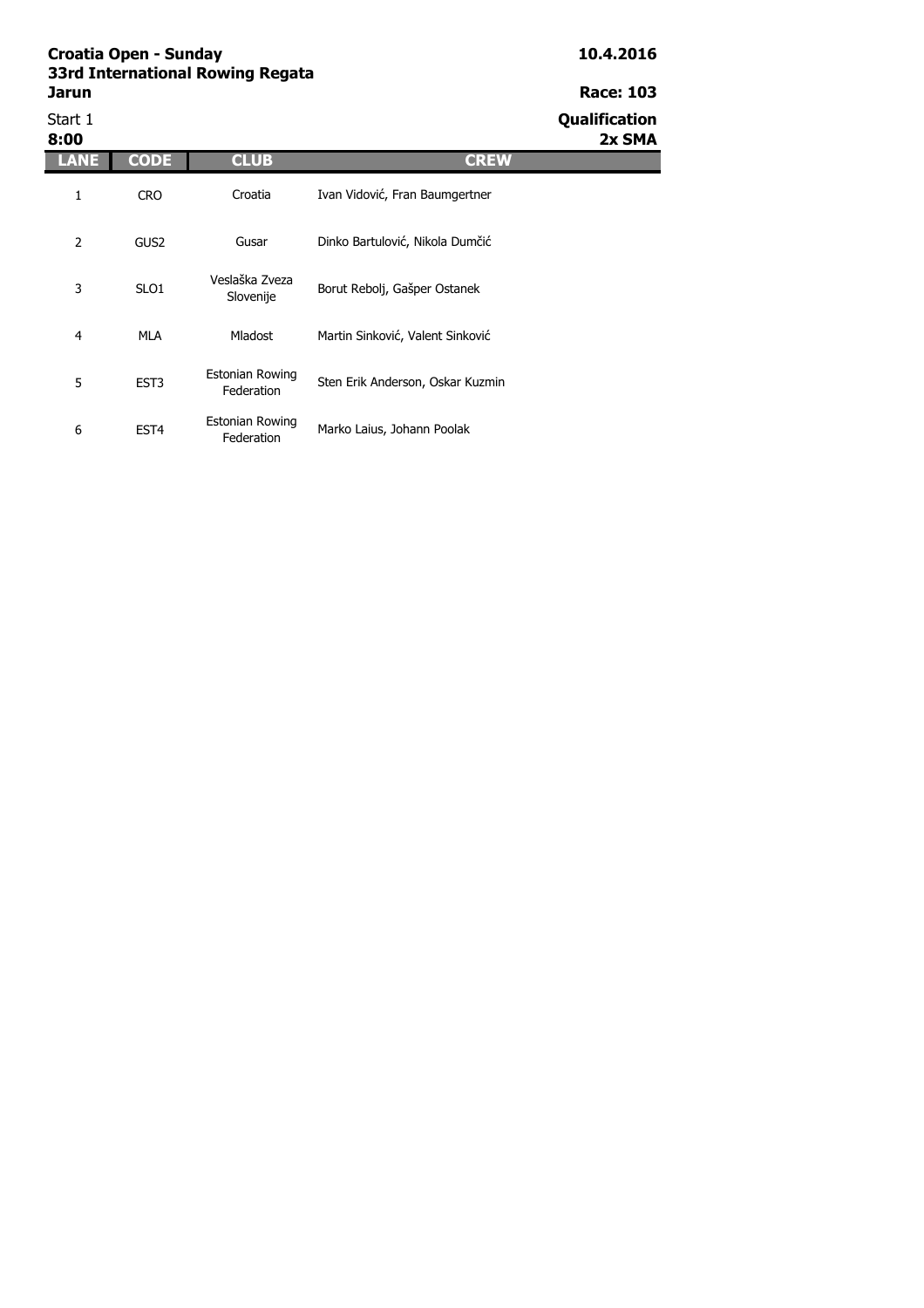**Croatia Open - Sunday**
**33rd International Rowing Regata**
**Jarun**

**10.4.2016**

**Race: 103**

Start 1
**8:00**

**Qualification**
**2x SMA**

| LANE | CODE | CLUB | CREW |
| --- | --- | --- | --- |
| 1 | CRO | Croatia | Ivan Vidović, Fran Baumgertner |
| 2 | GUS2 | Gusar | Dinko Bartulović, Nikola Dumčić |
| 3 | SLO1 | Veslaška Zveza Slovenije | Borut Rebolj, Gašper Ostanek |
| 4 | MLA | Mladost | Martin Sinković, Valent Sinković |
| 5 | EST3 | Estonian Rowing Federation | Sten Erik Anderson, Oskar Kuzmin |
| 6 | EST4 | Estonian Rowing Federation | Marko Laius, Johann Poolak |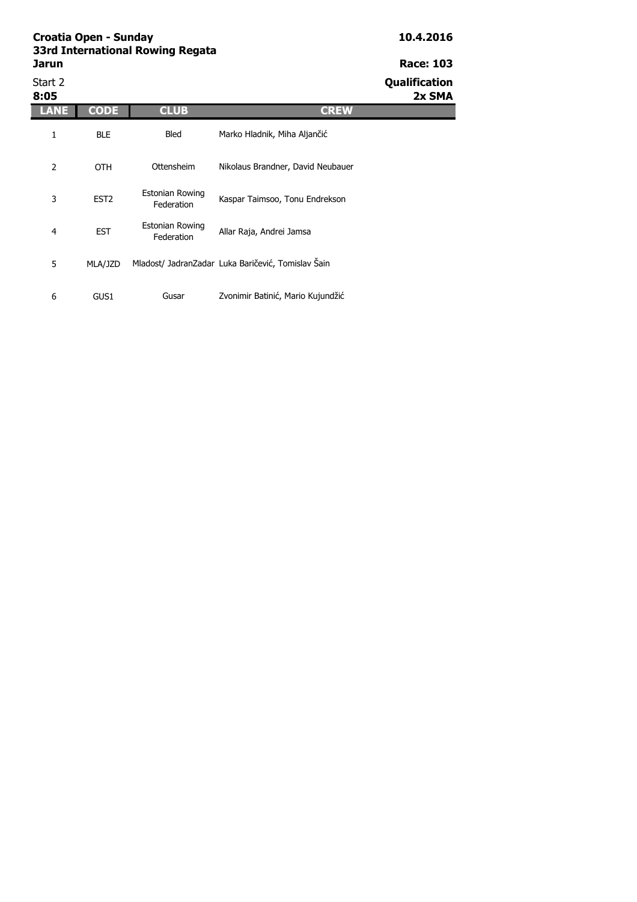**Croatia Open - Sunday**
**33rd International Rowing Regata**
**Jarun**

**10.4.2016**

**Race: 103**

Start 2
**8:05**

**Qualification**
**2x SMA**

| LANE | CODE | CLUB | CREW |
|---|---|---|---|
| 1 | BLE | Bled | Marko Hladnik, Miha Aljančić |
| 2 | OTH | Ottensheim | Nikolaus Brandner, David Neubauer |
| 3 | EST2 | Estonian Rowing Federation | Kaspar Taimsoo, Tonu Endrekson |
| 4 | EST | Estonian Rowing Federation | Allar Raja, Andrei Jamsa |
| 5 | MLA/JZD | Mladost/ JadranZadar | Luka Baričević, Tomislav Šain |
| 6 | GUS1 | Gusar | Zvonimir Batinić, Mario Kujundžić |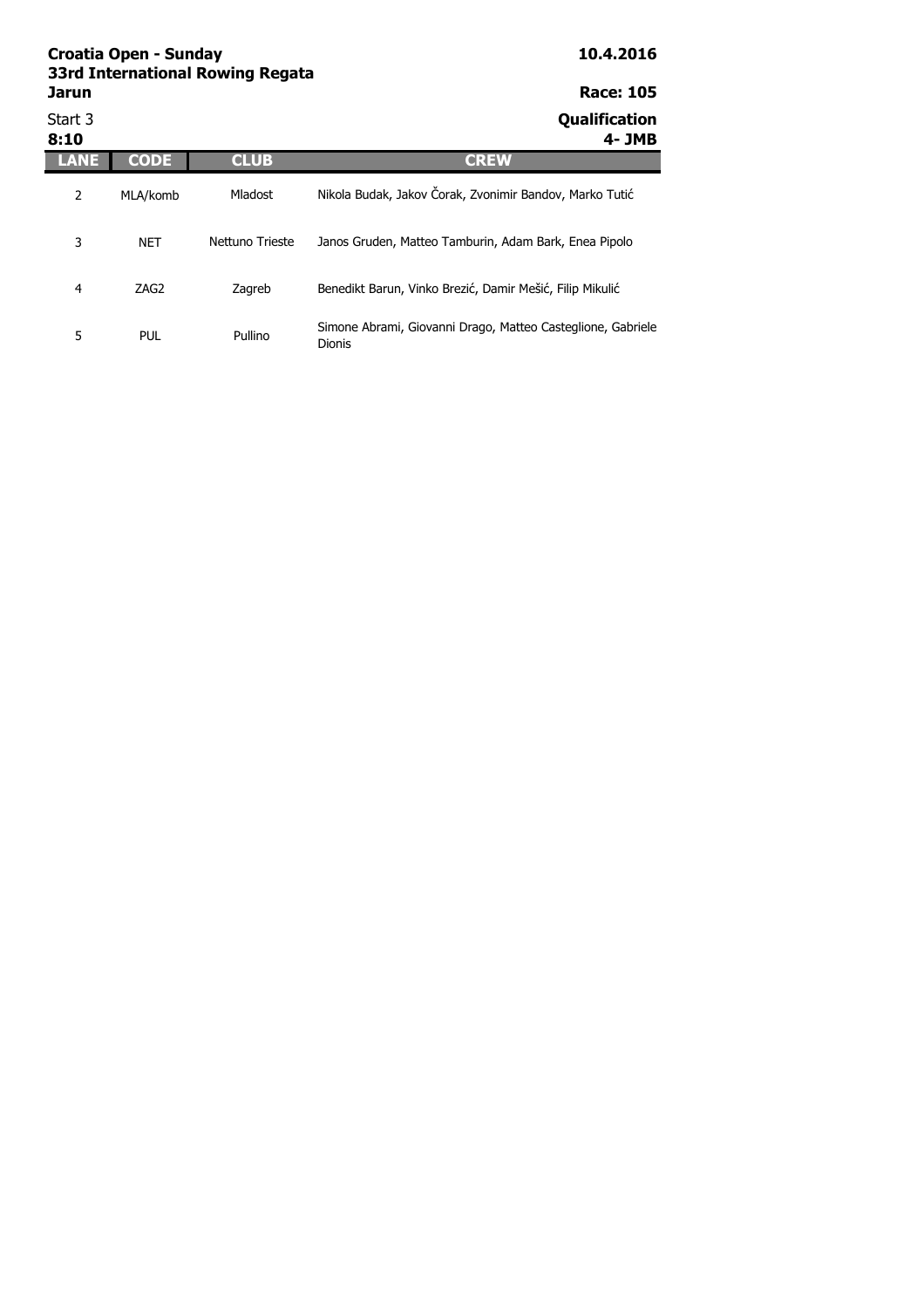**Croatia Open - Sunday**
**33rd International Rowing Regata**
**Jarun**

**10.4.2016**

**Race: 105**

Start 3
**8:10**

**Qualification**
**4- JMB**

| LANE | CODE | CLUB | CREW |
|---|---|---|---|
| 2 | MLA/komb | Mladost | Nikola Budak, Jakov Čorak, Zvonimir Bandov, Marko Tutić |
| 3 | NET | Nettuno Trieste | Janos Gruden, Matteo Tamburin, Adam Bark, Enea Pipolo |
| 4 | ZAG2 | Zagreb | Benedikt Barun, Vinko Brezić, Damir Mešić, Filip Mikulić |
| 5 | PUL | Pullino | Simone Abrami, Giovanni Drago, Matteo Casteglione, Gabriele Dionis |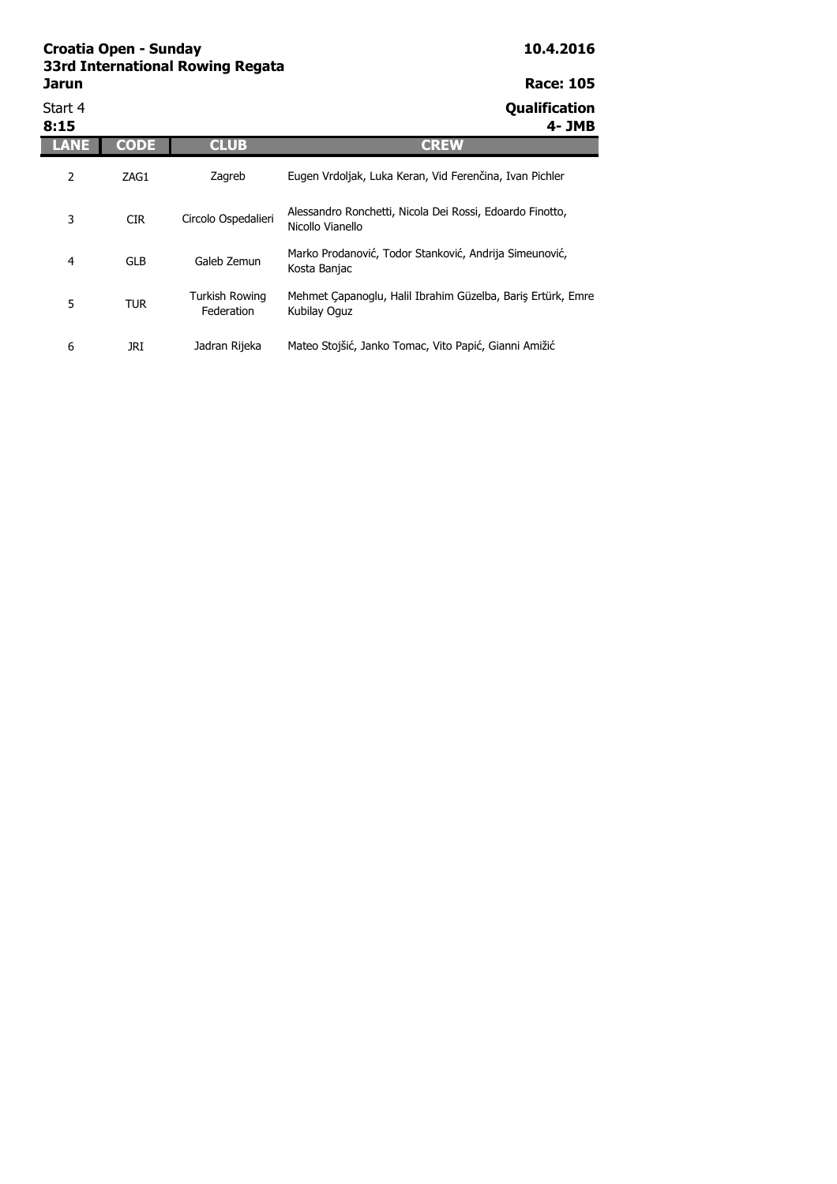**Croatia Open - Sunday**
**33rd International Rowing Regata**
**Jarun**

**10.4.2016**

**Race: 105**

Start 4
**8:15**

**Qualification**
**4- JMB**

| LANE | CODE | CLUB | CREW |
|---|---|---|---|
| 2 | ZAG1 | Zagreb | Eugen Vrdoljak, Luka Keran, Vid Ferenčina, Ivan Pichler |
| 3 | CIR | Circolo Ospedalieri | Alessandro Ronchetti, Nicola Dei Rossi, Edoardo Finotto, Nicollo Vianello |
| 4 | GLB | Galeb Zemun | Marko Prodanović, Todor Stanković, Andrija Simeunović, Kosta Banjac |
| 5 | TUR | Turkish Rowing Federation | Mehmet Çapanoglu, Halil Ibrahim Güzelba, Bariş Ertürk, Emre Kubilay Oguz |
| 6 | JRI | Jadran Rijeka | Mateo Stojšić, Janko Tomac, Vito Papić, Gianni Amižić |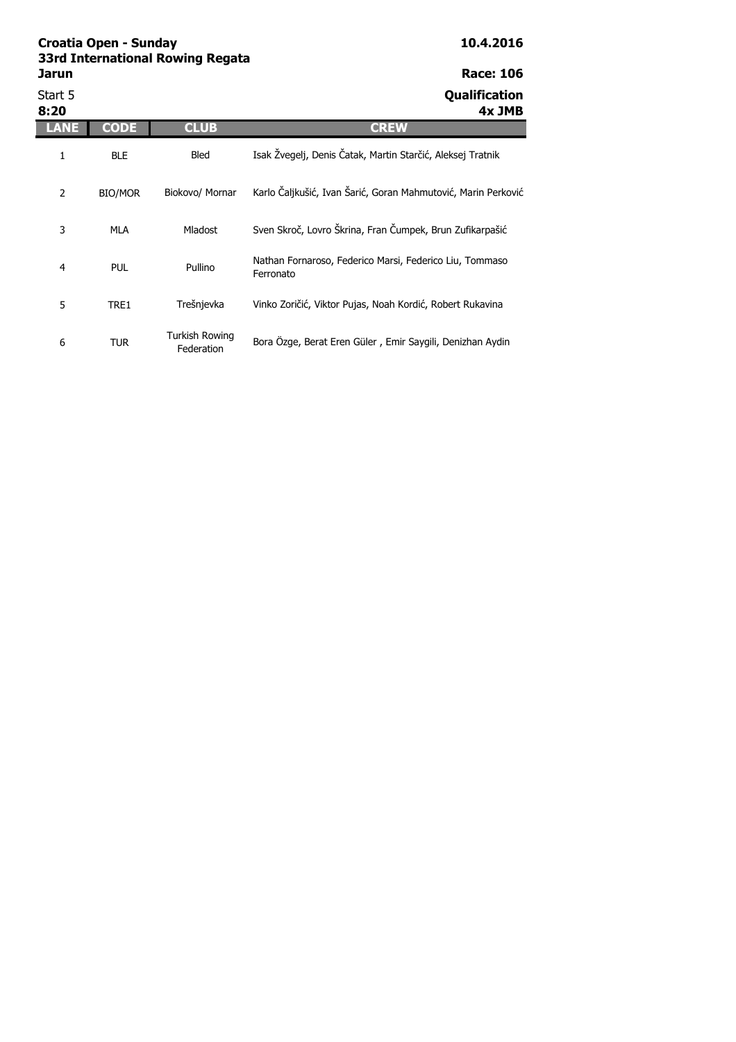**Croatia Open - Sunday**
**33rd International Rowing Regata**
**Jarun**

**10.4.2016**

**Race: 106**

Start 5
**8:20**

**Qualification**
**4x JMB**

| LANE | CODE | CLUB | CREW |
|---|---|---|---|
| 1 | BLE | Bled | Isak Žvegelj, Denis Čatak, Martin Starčić, Aleksej Tratnik |
| 2 | BIO/MOR | Biokovo/ Mornar | Karlo Čaljkušić, Ivan Šarić, Goran Mahmutović, Marin Perković |
| 3 | MLA | Mladost | Sven Skroč, Lovro Škrina, Fran Čumpek, Brun Zufikarpašić |
| 4 | PUL | Pullino | Nathan Fornaroso, Federico Marsi, Federico Liu, Tommaso Ferronato |
| 5 | TRE1 | Trešnjevka | Vinko Zoričić, Viktor Pujas, Noah Kordić, Robert Rukavina |
| 6 | TUR | Turkish Rowing Federation | Bora Özge, Berat Eren Güler , Emir Saygili, Denizhan Aydin |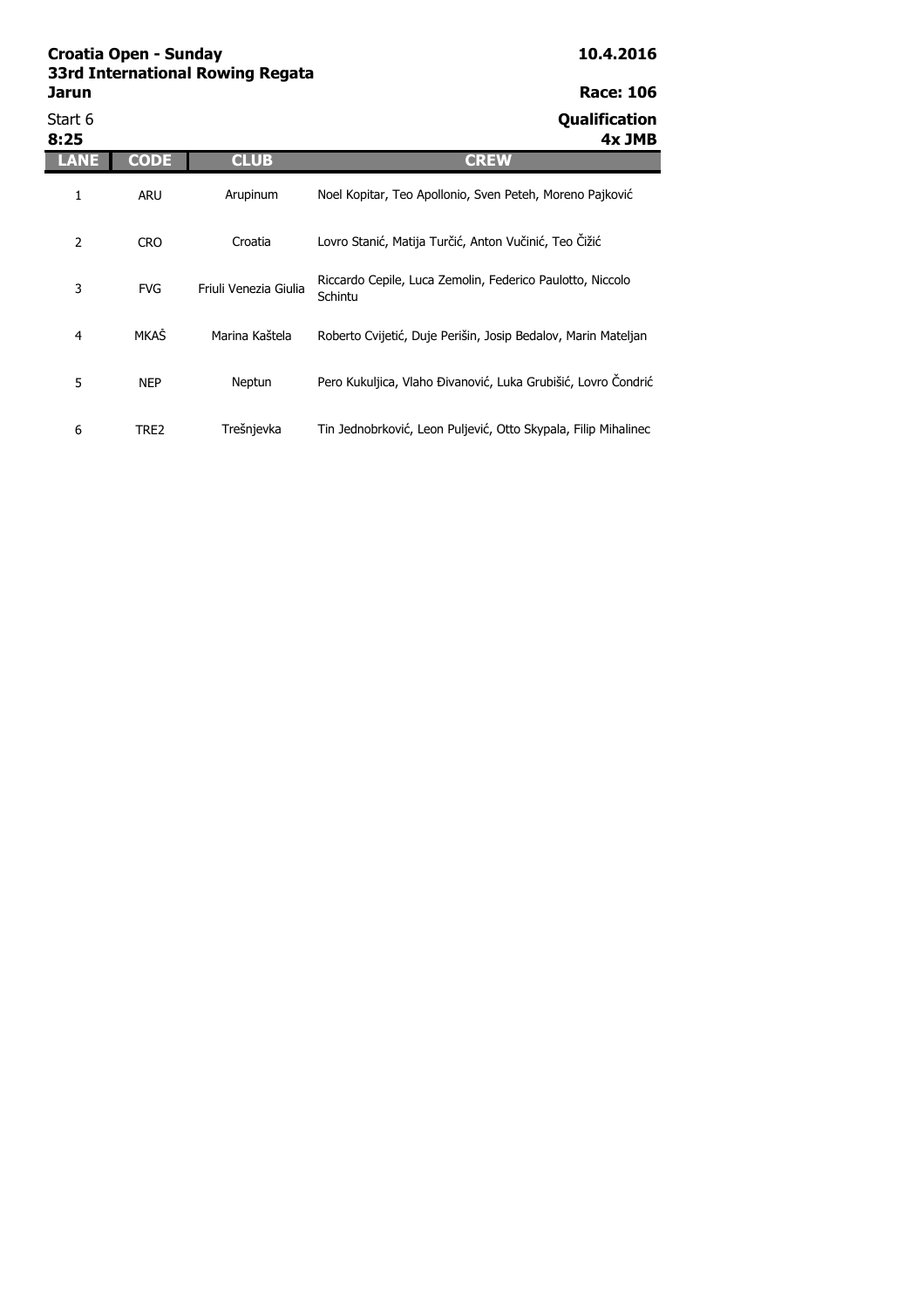**Croatia Open - Sunday**
**33rd International Rowing Regata**
**Jarun**

**10.4.2016**

**Race: 106**

Start 6
**8:25**

**Qualification**
**4x JMB**

| LANE | CODE | CLUB | CREW |
|---|---|---|---|
| 1 | ARU | Arupinum | Noel Kopitar, Teo Apollonio, Sven Peteh, Moreno Pajković |
| 2 | CRO | Croatia | Lovro Stanić, Matija Turčić, Anton Vučinić, Teo Čižić |
| 3 | FVG | Friuli Venezia Giulia | Riccardo Cepile, Luca Zemolin, Federico Paulotto, Niccolo Schintu |
| 4 | MKAŠ | Marina Kaštela | Roberto Cvijetić, Duje Perišin, Josip Bedalov, Marin Mateljan |
| 5 | NEP | Neptun | Pero Kukuljica, Vlaho Đivanović, Luka Grubišić, Lovro Čondrić |
| 6 | TRE2 | Trešnjevka | Tin Jednobrković, Leon Puljević, Otto Skypala, Filip Mihalinec |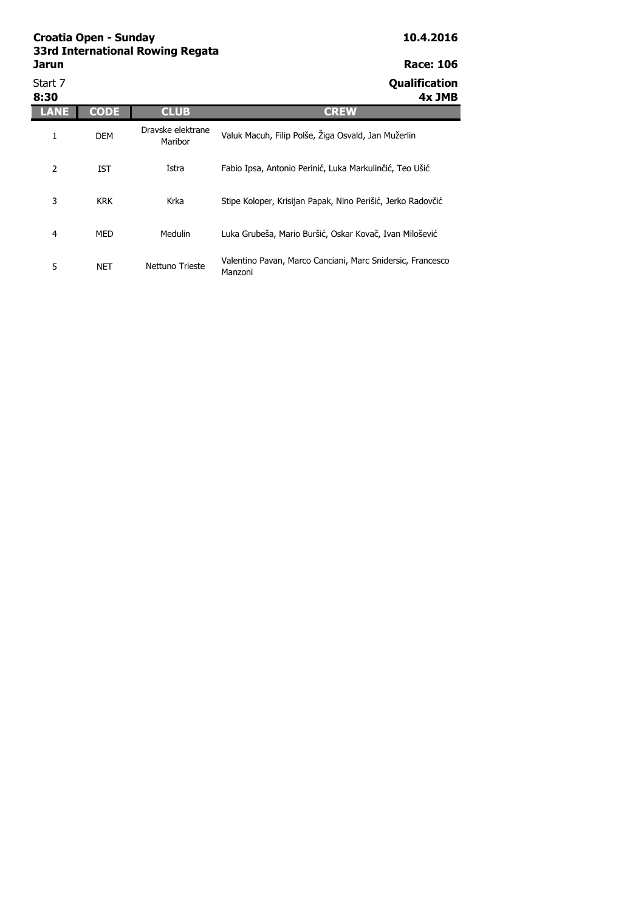**Croatia Open - Sunday**
**33rd International Rowing Regata**
**Jarun**

**10.4.2016**

**Race: 106**

Start 7
**8:30**

**Qualification**
**4x JMB**

| LANE | CODE | CLUB | CREW |
|---|---|---|---|
| 1 | DEM | Dravske elektrane Maribor | Valuk Macuh, Filip Polše, Žiga Osvald, Jan Mužerlin |
| 2 | IST | Istra | Fabio Ipsa, Antonio Perinić, Luka Markulinčić, Teo Ušić |
| 3 | KRK | Krka | Stipe Koloper, Krisijan Papak, Nino Perišić, Jerko Radovčić |
| 4 | MED | Medulin | Luka Grubeša, Mario Buršić, Oskar Kovač, Ivan Milošević |
| 5 | NET | Nettuno Trieste | Valentino Pavan, Marco Canciani, Marc Snidersic, Francesco Manzoni |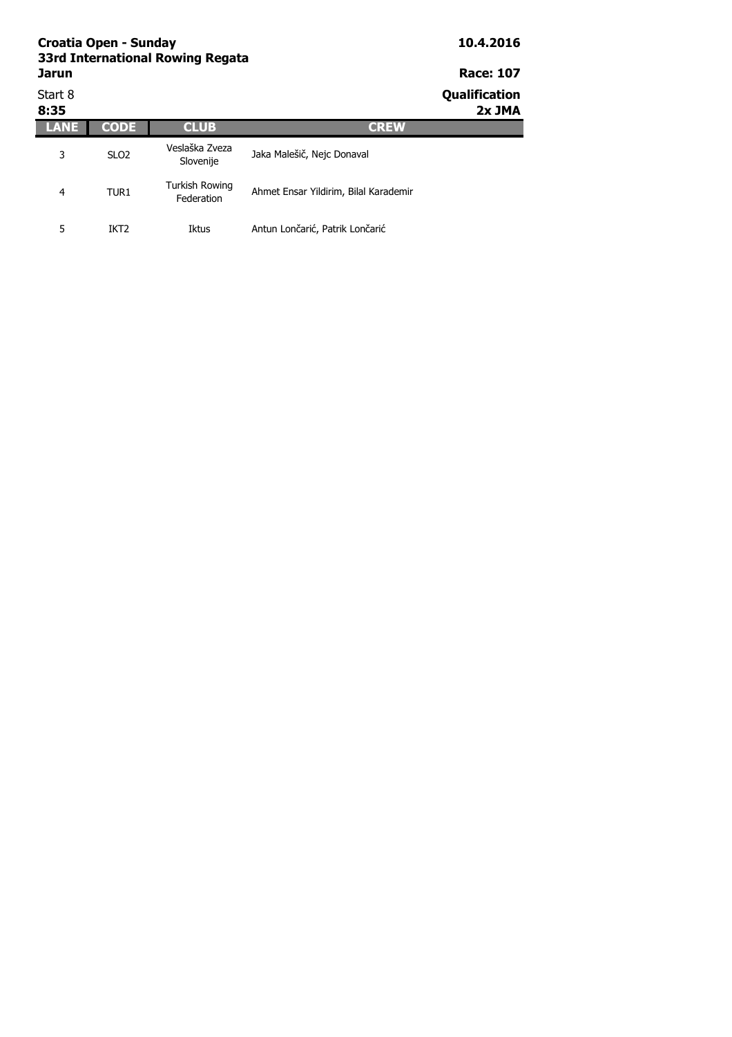**Croatia Open - Sunday**
**33rd International Rowing Regata**
**Jarun**

**10.4.2016**

**Race: 107**

Start 8
**8:35**

**Qualification**
**2x JMA**

| LANE | CODE | CLUB | CREW |
|---|---|---|---|
| 3 | SLO2 | Veslaška Zveza Slovenije | Jaka Malešič, Nejc Donaval |
| 4 | TUR1 | Turkish Rowing Federation | Ahmet Ensar Yildirim, Bilal Karademir |
| 5 | IKT2 | Iktus | Antun Lončarić, Patrik Lončarić |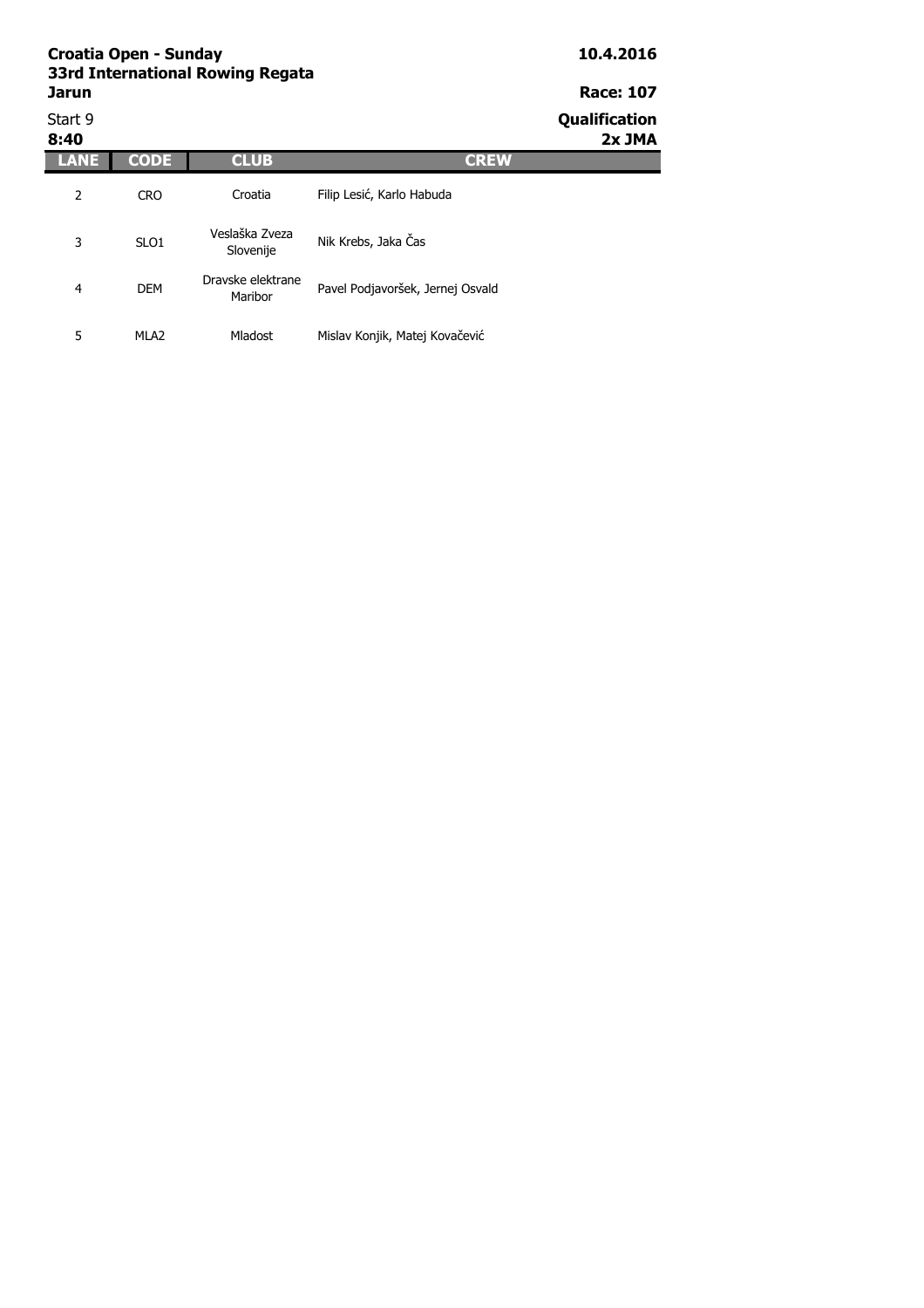**Croatia Open - Sunday**
**33rd International Rowing Regata**
**Jarun**

**10.4.2016**

**Race: 107**

Start 9
**8:40**

**Qualification**
**2x JMA**

| LANE | CODE | CLUB | CREW |
|---|---|---|---|
| 2 | CRO | Croatia | Filip Lesić, Karlo Habuda |
| 3 | SLO1 | Veslaška Zveza Slovenije | Nik Krebs, Jaka Čas |
| 4 | DEM | Dravske elektrane Maribor | Pavel Podjavoršek, Jernej Osvald |
| 5 | MLA2 | Mladost | Mislav Konjik, Matej Kovačević |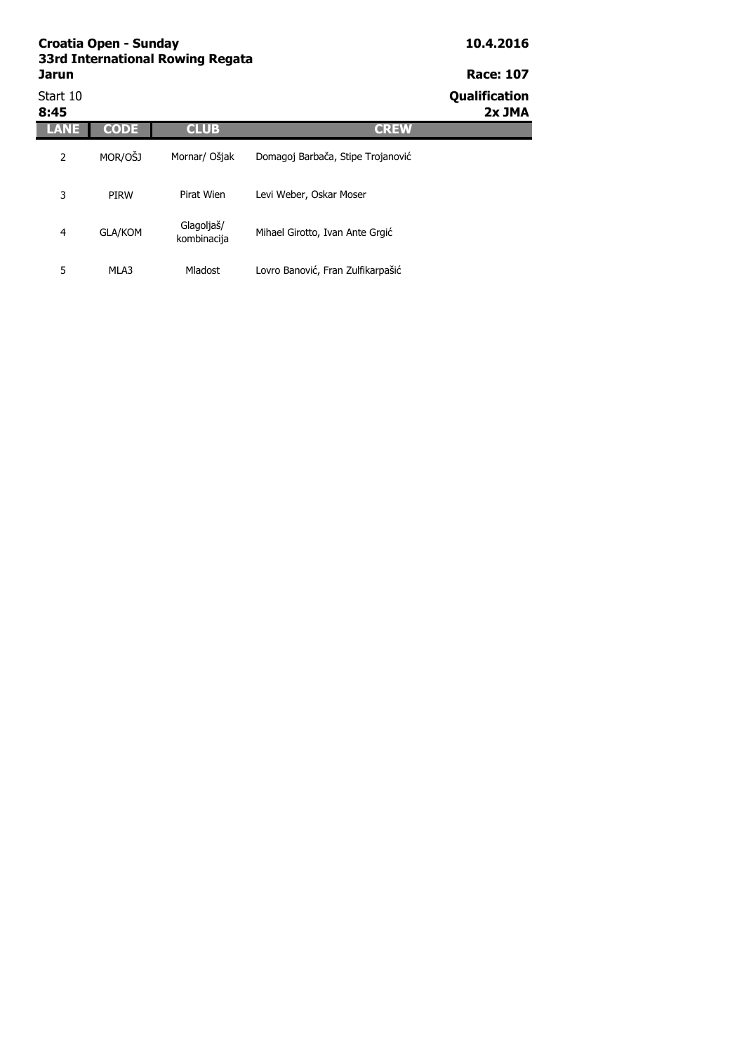**Croatia Open - Sunday** **10.4.2016**
**33rd International Rowing Regata**
**Jarun** **Race: 107**

Start 10 **Qualification**
**8:45** **2x JMA**

| LANE | CODE | CLUB | CREW |
|---|---|---|---|
| 2 | MOR/OŠJ | Mornar/ Ošjak | Domagoj Barbača, Stipe Trojanović |
| 3 | PIRW | Pirat Wien | Levi Weber, Oskar Moser |
| 4 | GLA/KOM | Glagoljaš/ kombinacija | Mihael Girotto, Ivan Ante Grgić |
| 5 | MLA3 | Mladost | Lovro Banović, Fran Zulfikarpašić |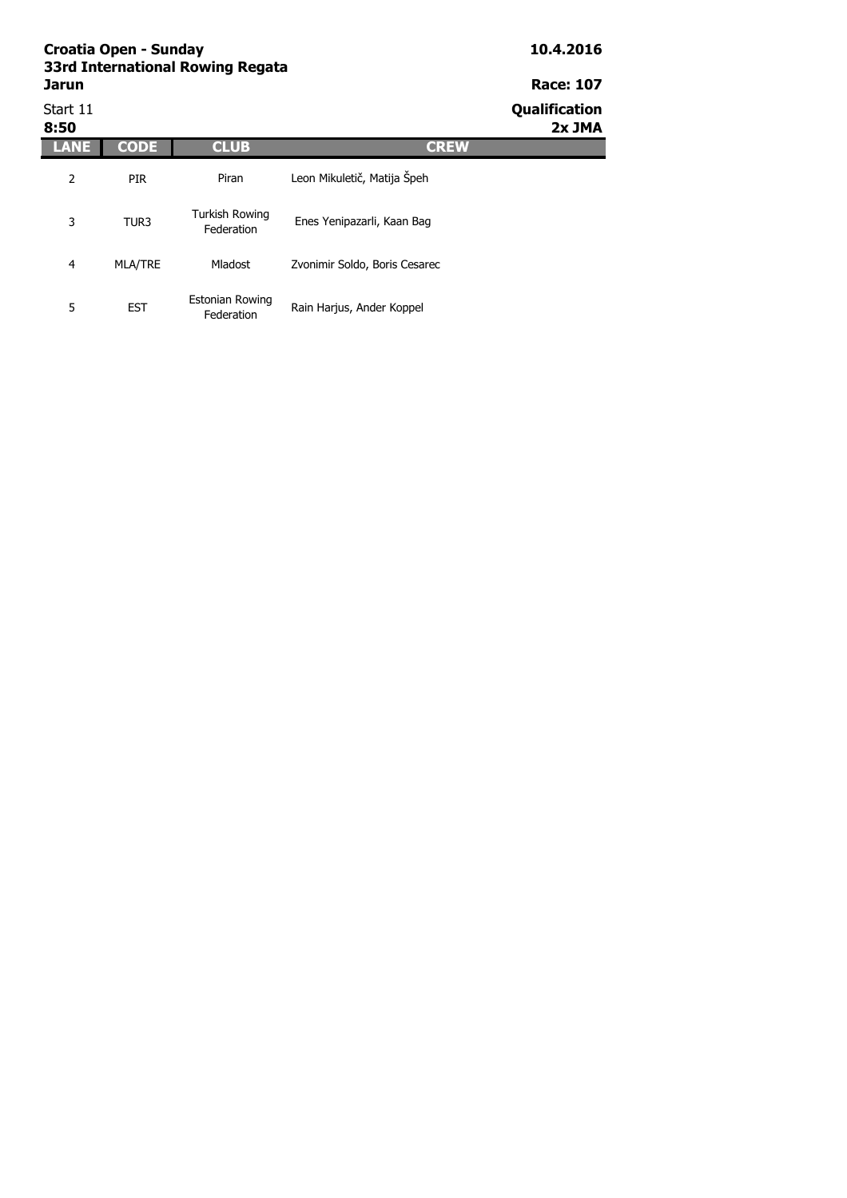**Croatia Open - Sunday**
**33rd International Rowing Regata**
**Jarun**

**10.4.2016**

**Race: 107**

Start 11
**8:50**

**Qualification**
**2x JMA**

| LANE | CODE | CLUB | CREW |
| --- | --- | --- | --- |
| 2 | PIR | Piran | Leon Mikuletič, Matija Špeh |
| 3 | TUR3 | Turkish Rowing Federation | Enes Yenipazarli, Kaan Bag |
| 4 | MLA/TRE | Mladost | Zvonimir Soldo, Boris Cesarec |
| 5 | EST | Estonian Rowing Federation | Rain Harjus, Ander Koppel |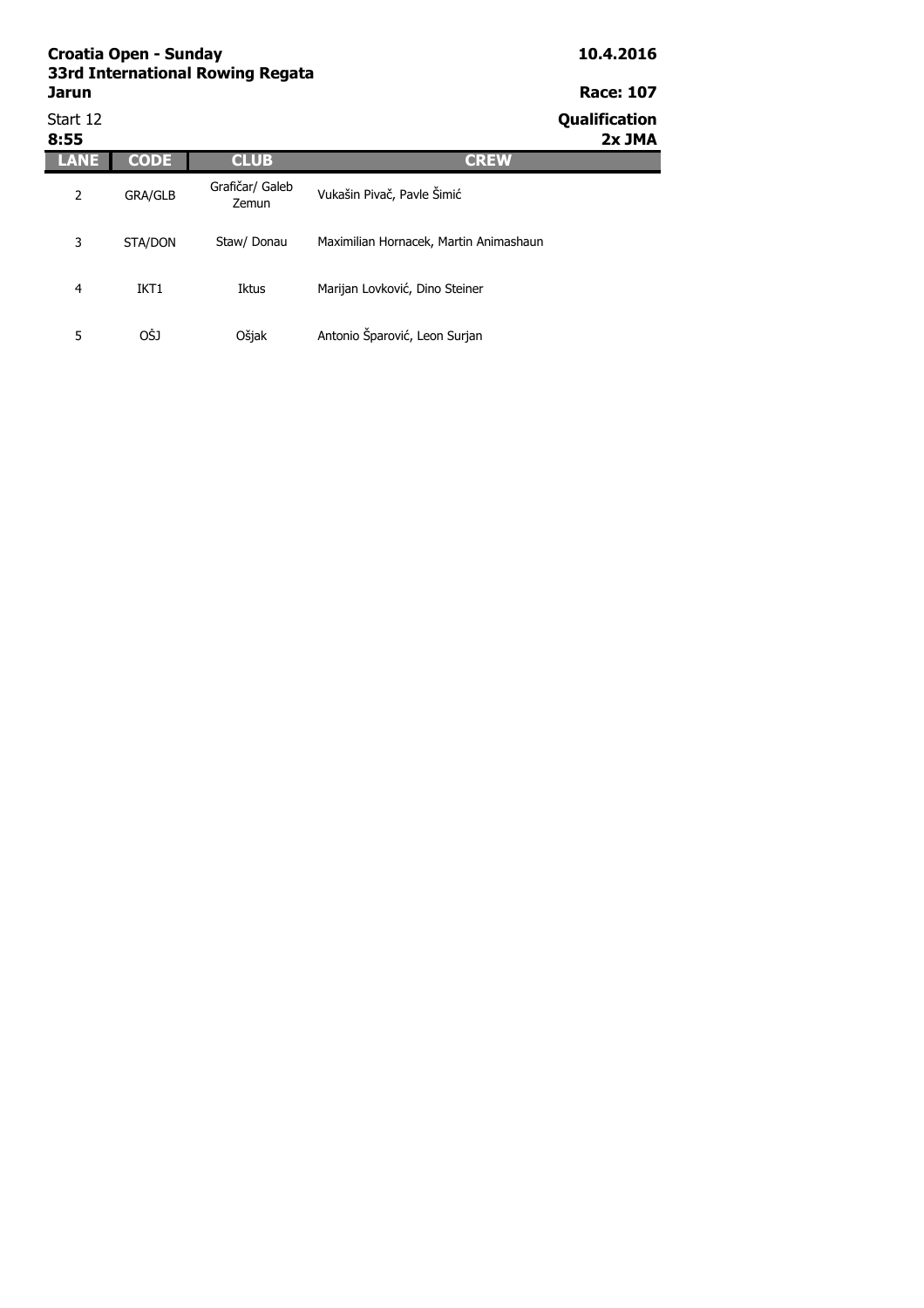**Croatia Open - Sunday**
**33rd International Rowing Regata**
**Jarun**

**10.4.2016**

**Race: 107**

Start 12
**8:55**

**Qualification**
**2x JMA**

| LANE | CODE | CLUB | CREW |
| --- | --- | --- | --- |
| 2 | GRA/GLB | Grafičar/ Galeb Zemun | Vukašin Pivač, Pavle Šimić |
| 3 | STA/DON | Staw/ Donau | Maximilian Hornacek, Martin Animashaun |
| 4 | IKT1 | Iktus | Marijan Lovković, Dino Steiner |
| 5 | OŠJ | Ošjak | Antonio Šparović, Leon Surjan |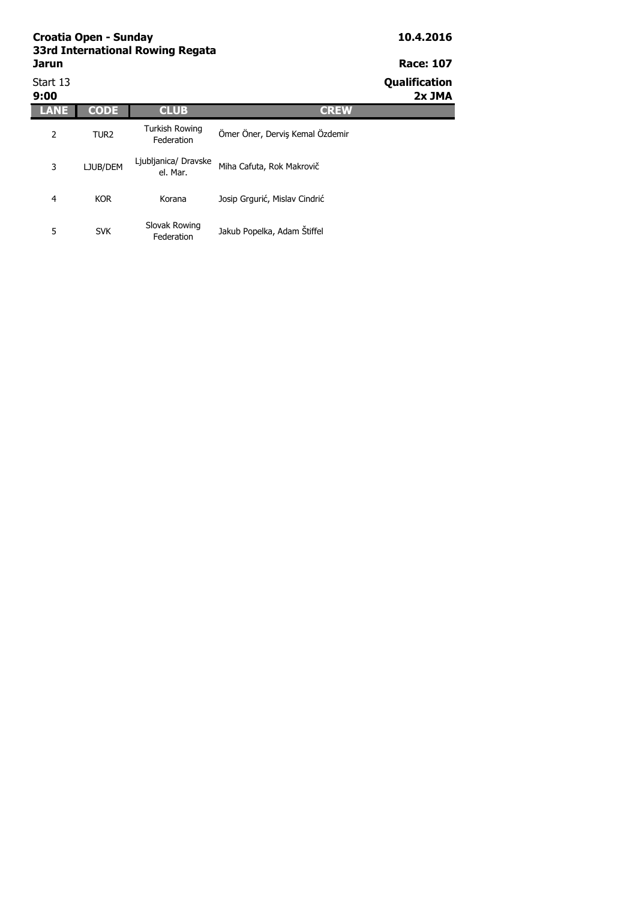**Croatia Open - Sunday**
**33rd International Rowing Regata**
**Jarun**

**10.4.2016**

**Race: 107**

Start 13
**9:00**

**Qualification**
**2x JMA**

| LANE | CODE | CLUB | CREW |
|---|---|---|---|
| 2 | TUR2 | Turkish Rowing Federation | Ömer Öner, Derviş Kemal Özdemir |
| 3 | LJUB/DEM | Ljubljanica/ Dravske el. Mar. | Miha Cafuta, Rok Makrovič |
| 4 | KOR | Korana | Josip Grgurić, Mislav Cindrić |
| 5 | SVK | Slovak Rowing Federation | Jakub Popelka, Adam Štiffel |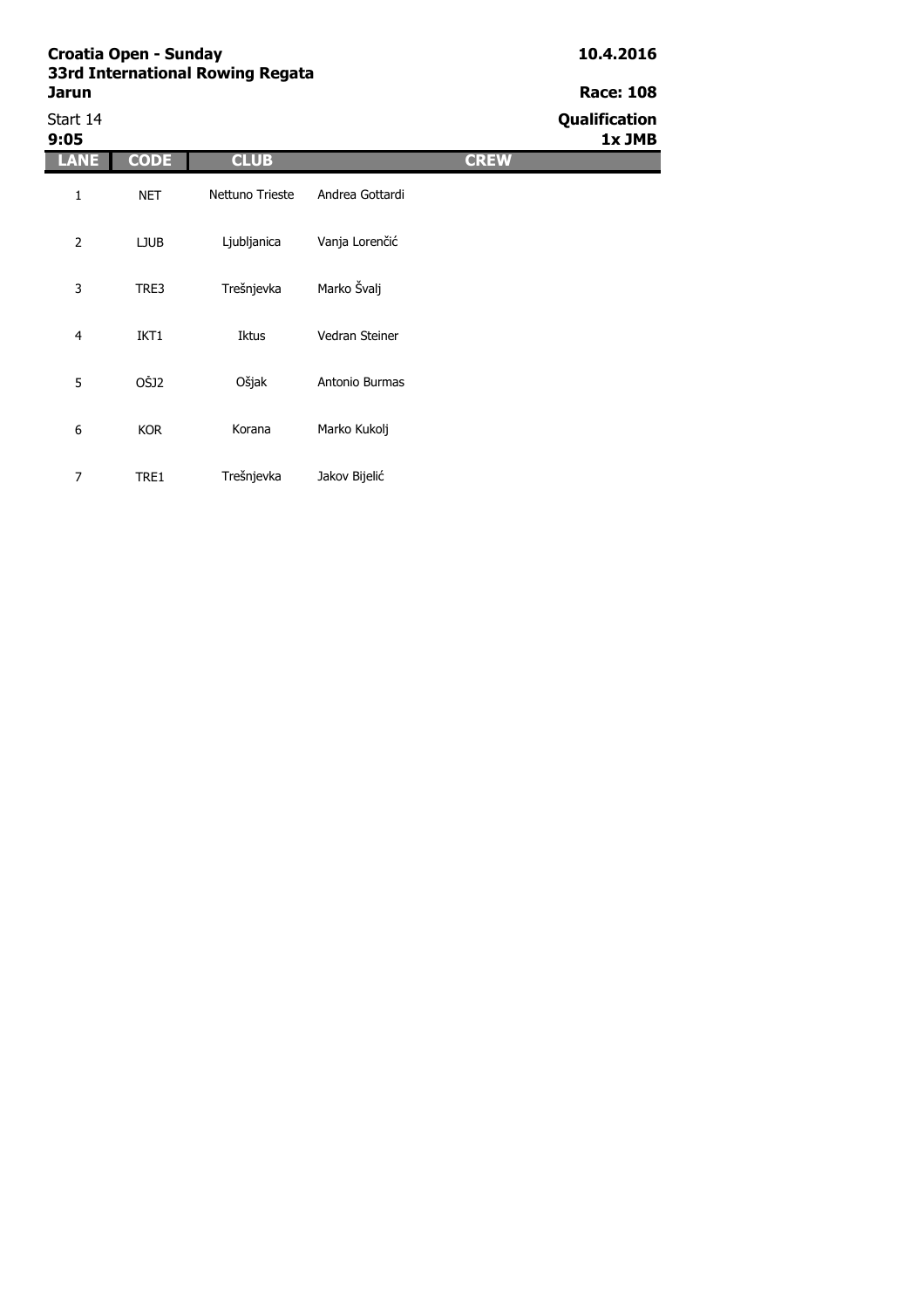**Croatia Open - Sunday**
**33rd International Rowing Regata**
**Jarun**

**10.4.2016**

**Race: 108**

Start 14
**9:05**

**Qualification**
**1x JMB**

| LANE | CODE | CLUB | CREW |
|---|---|---|---|
| 1 | NET | Nettuno Trieste | Andrea Gottardi |
| 2 | LJUB | Ljubljanica | Vanja Lorenčić |
| 3 | TRE3 | Trešnjevka | Marko Švalj |
| 4 | IKT1 | Iktus | Vedran Steiner |
| 5 | OŠJ2 | Ošjak | Antonio Burmas |
| 6 | KOR | Korana | Marko Kukolj |
| 7 | TRE1 | Trešnjevka | Jakov Bijelić |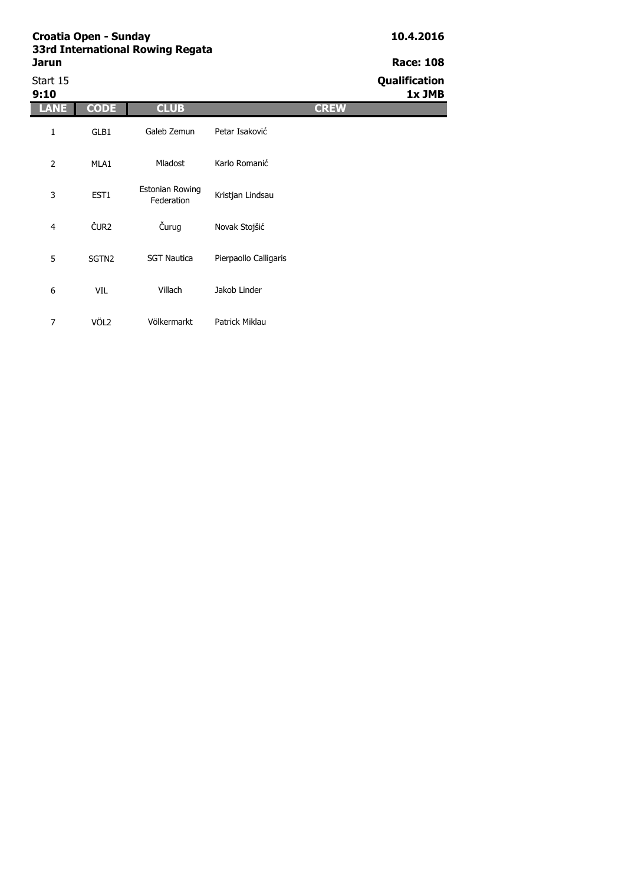**Croatia Open - Sunday**
**33rd International Rowing Regata**
**Jarun**

**10.4.2016**

**Race: 108**

Start 15
**9:10**

**Qualification**
**1x JMB**

| LANE | CODE | CLUB | CREW |
| --- | --- | --- | --- |
| 1 | GLB1 | Galeb Zemun | Petar Isaković |
| 2 | MLA1 | Mladost | Karlo Romanić |
| 3 | EST1 | Estonian Rowing Federation | Kristjan Lindsau |
| 4 | ČUR2 | Čurug | Novak Stojšić |
| 5 | SGTN2 | SGT Nautica | Pierpaollo Calligaris |
| 6 | VIL | Villach | Jakob Linder |
| 7 | VÖL2 | Völkermarkt | Patrick Miklau |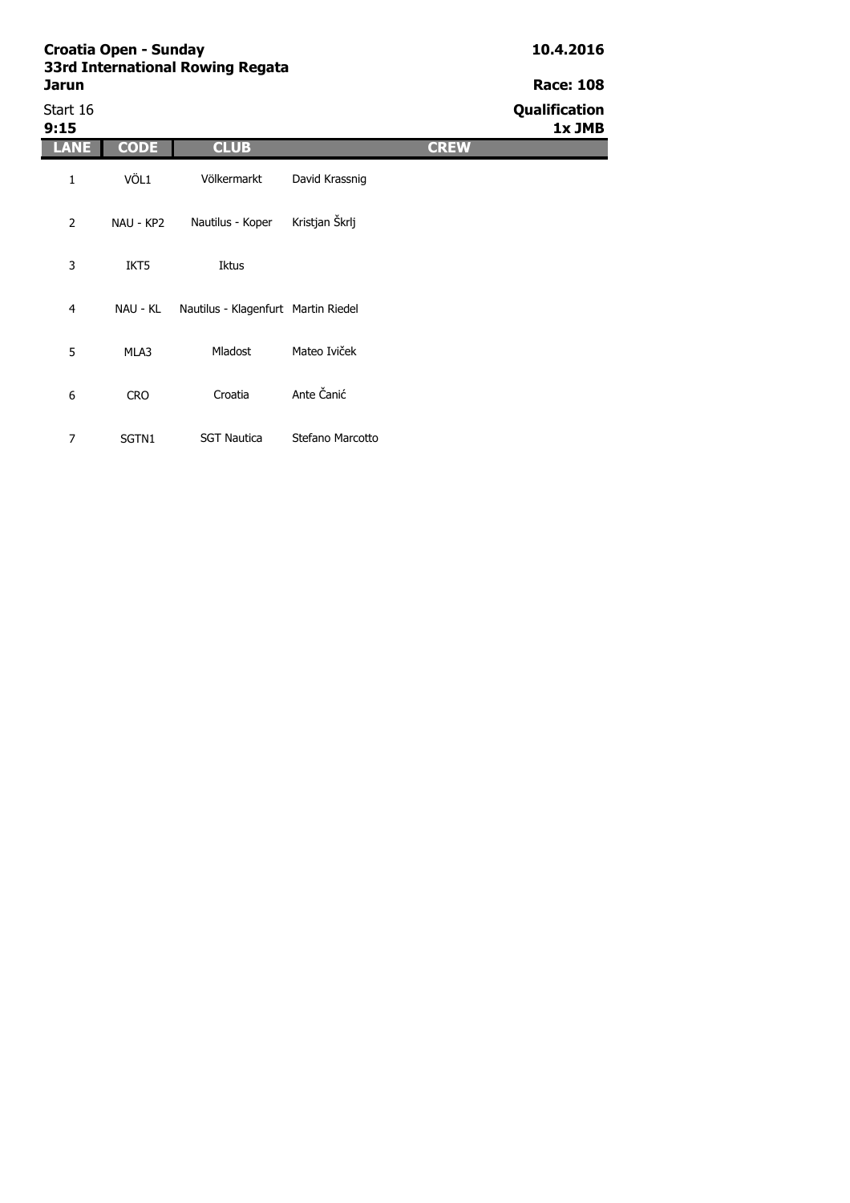**Croatia Open - Sunday**
**33rd International Rowing Regata**
**Jarun**

**10.4.2016**

**Race: 108**

Start 16
**9:15**

**Qualification**
**1x JMB**

| LANE | CODE | CLUB | CREW |
| --- | --- | --- | --- |
| 1 | VÖL1 | Völkermarkt | David Krassnig |
| 2 | NAU - KP2 | Nautilus - Koper | Kristjan Škrlj |
| 3 | IKT5 | Iktus | |
| 4 | NAU - KL | Nautilus - Klagenfurt | Martin Riedel |
| 5 | MLA3 | Mladost | Mateo Iviček |
| 6 | CRO | Croatia | Ante Čanić |
| 7 | SGTN1 | SGT Nautica | Stefano Marcotto |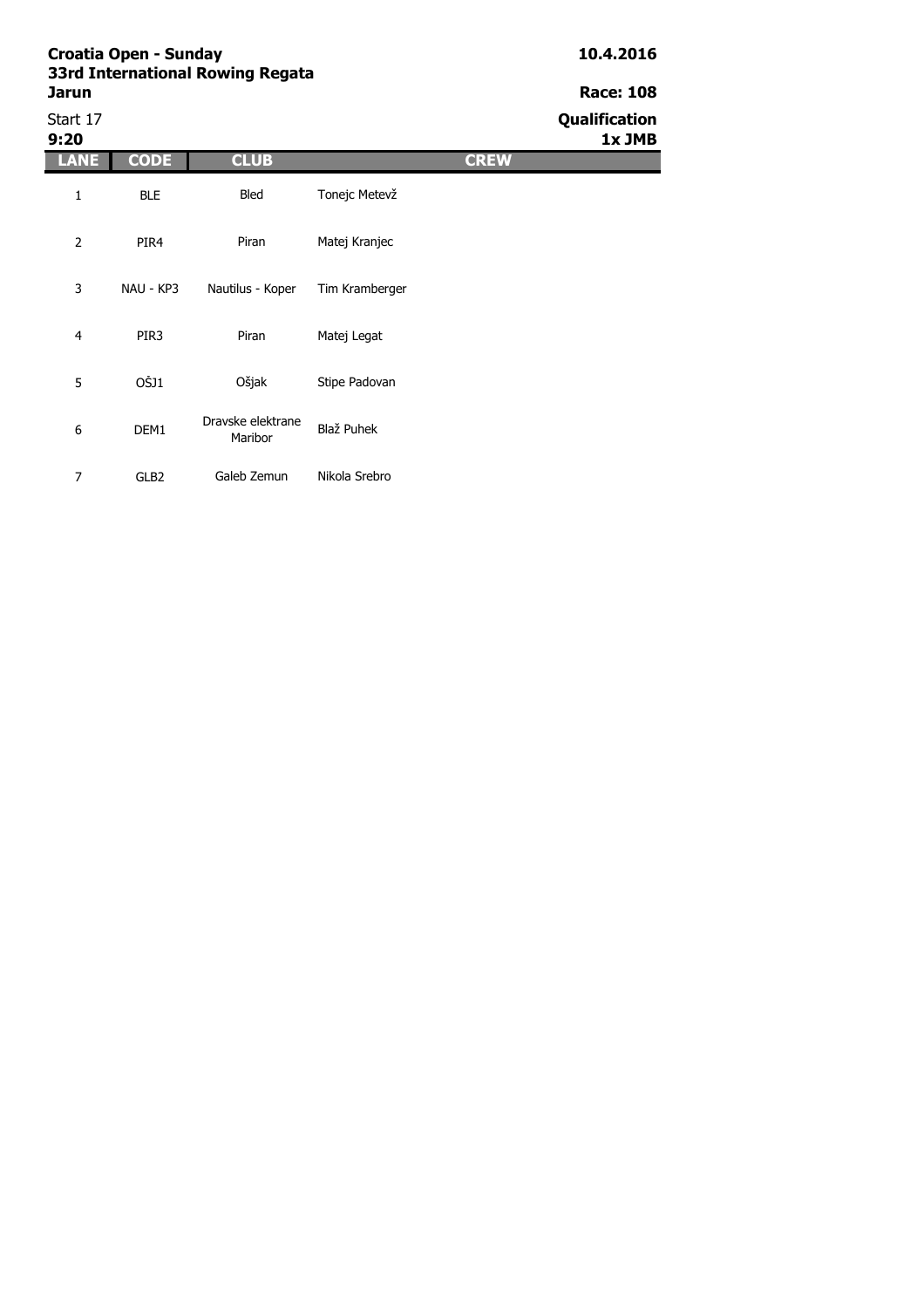**Croatia Open - Sunday**
**33rd International Rowing Regata**
**Jarun**

**10.4.2016**

**Race: 108**

Start 17
**9:20**

**Qualification**
**1x JMB**

| LANE | CODE | CLUB | CREW |
|---|---|---|---|
| 1 | BLE | Bled | Tonejc Metevž |
| 2 | PIR4 | Piran | Matej Kranjec |
| 3 | NAU - KP3 | Nautilus - Koper | Tim Kramberger |
| 4 | PIR3 | Piran | Matej Legat |
| 5 | OŠJ1 | Ošjak | Stipe Padovan |
| 6 | DEM1 | Dravske elektrane Maribor | Blaž Puhek |
| 7 | GLB2 | Galeb Zemun | Nikola Srebro |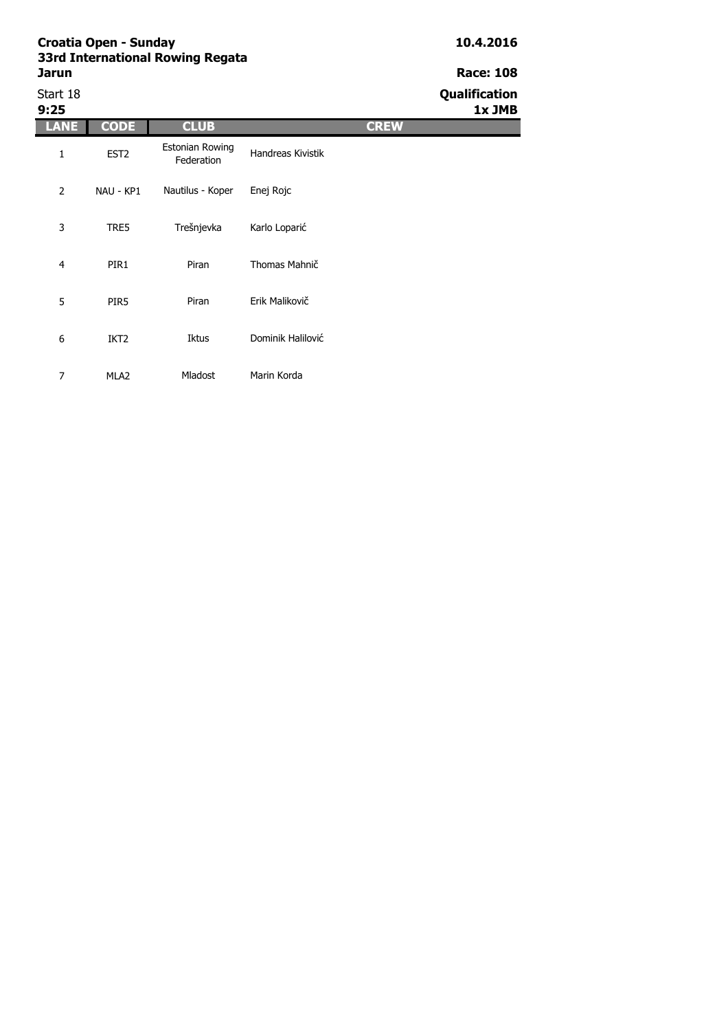**Croatia Open - Sunday**
**33rd International Rowing Regata**
**Jarun**

**10.4.2016**

**Race: 108**

Start 18
**9:25**

**Qualification**
**1x JMB**

| LANE | CODE | CLUB | CREW |
|---|---|---|---|
| 1 | EST2 | Estonian Rowing Federation | Handreas Kivistik |
| 2 | NAU - KP1 | Nautilus - Koper | Enej Rojc |
| 3 | TRE5 | Trešnjevka | Karlo Loparić |
| 4 | PIR1 | Piran | Thomas Mahnič |
| 5 | PIR5 | Piran | Erik Malikovič |
| 6 | IKT2 | Iktus | Dominik Halilović |
| 7 | MLA2 | Mladost | Marin Korda |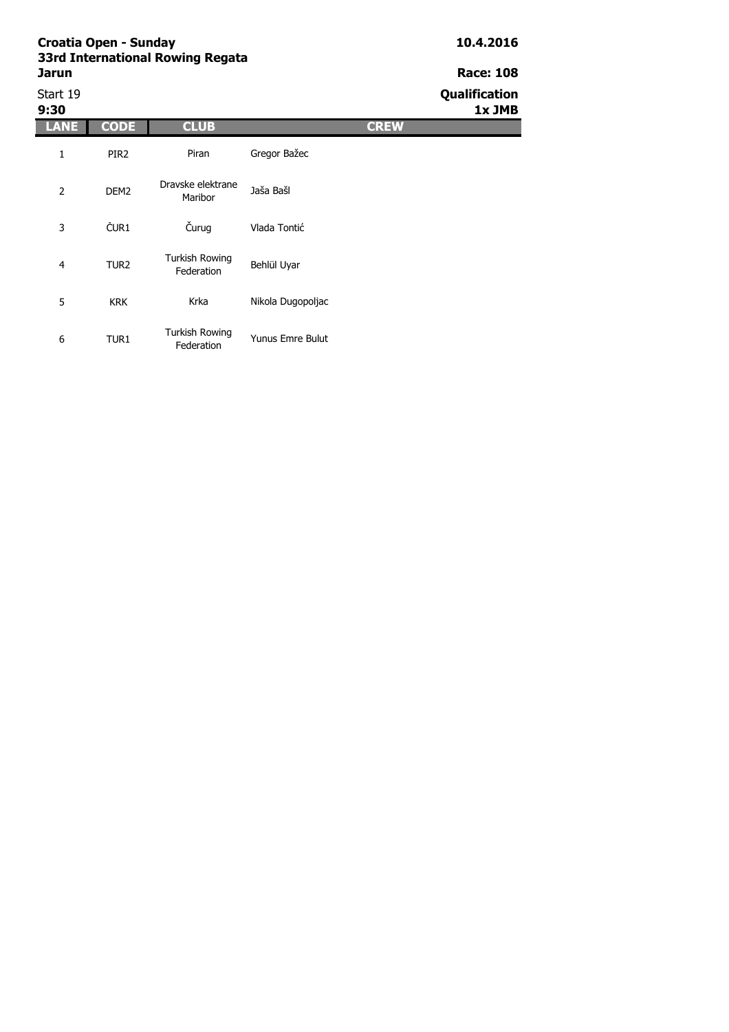**Croatia Open - Sunday**
**33rd International Rowing Regata**
**Jarun**

**10.4.2016**

**Race: 108**

Start 19
**9:30**

**Qualification**
**1x JMB**

| LANE | CODE | CLUB | CREW |
|---|---|---|---|
| 1 | PIR2 | Piran | Gregor Bažec |
| 2 | DEM2 | Dravske elektrane Maribor | Jaša Bašl |
| 3 | ČUR1 | Čurug | Vlada Tontić |
| 4 | TUR2 | Turkish Rowing Federation | Behlül Uyar |
| 5 | KRK | Krka | Nikola Dugopoljac |
| 6 | TUR1 | Turkish Rowing Federation | Yunus Emre Bulut |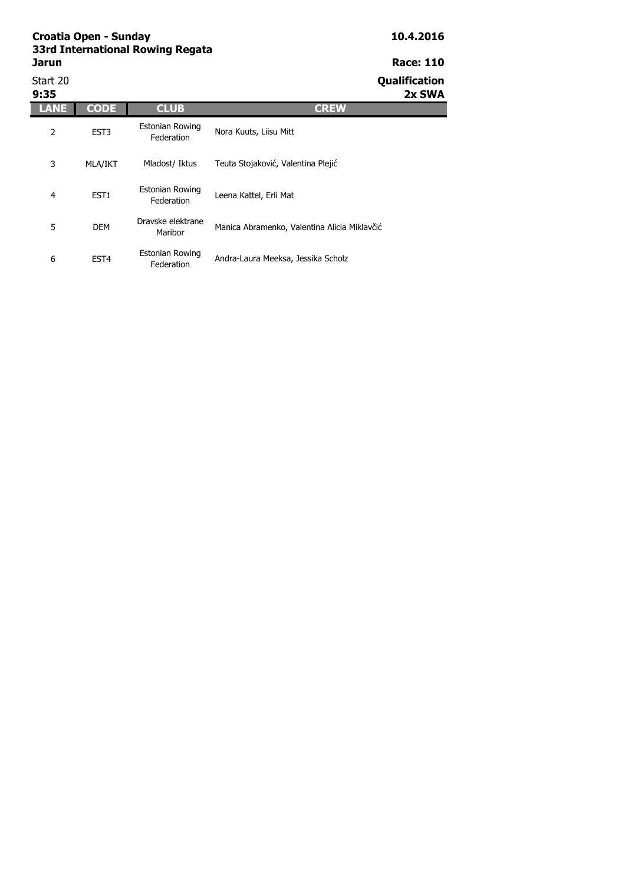**Croatia Open - Sunday**
**33rd International Rowing Regata**
**Jarun**

**10.4.2016**

**Race: 110**

Start 20
**9:35**

**Qualification**
**2x SWA**

| LANE | CODE | CLUB | CREW |
|---|---|---|---|
| 2 | EST3 | Estonian Rowing Federation | Nora Kuuts, Liisu Mitt |
| 3 | MLA/IKT | Mladost/ Iktus | Teuta Stojaković, Valentina Plejić |
| 4 | EST1 | Estonian Rowing Federation | Leena Kattel, Erli Mat |
| 5 | DEM | Dravske elektrane Maribor | Manica Abramenko, Valentina Alicia Miklavčić |
| 6 | EST4 | Estonian Rowing Federation | Andra-Laura Meeksa, Jessika Scholz |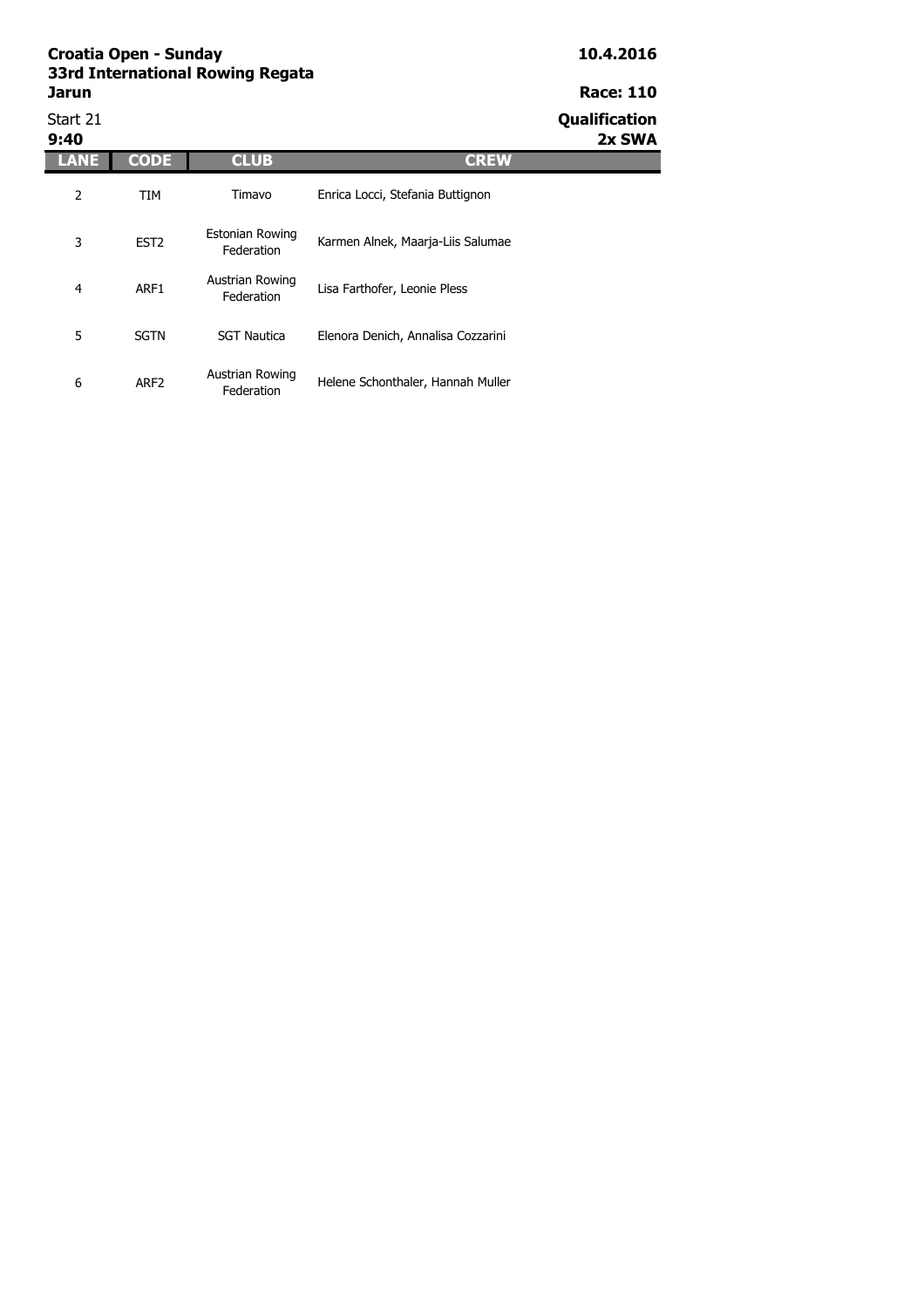**Croatia Open - Sunday**
**33rd International Rowing Regata**
**Jarun**

**10.4.2016**

**Race: 110**

Start 21
**9:40**

**Qualification**
**2x SWA**

| LANE | CODE | CLUB | CREW |
|---|---|---|---|
| 2 | TIM | Timavo | Enrica Locci, Stefania Buttignon |
| 3 | EST2 | Estonian Rowing Federation | Karmen Alnek, Maarja-Liis Salumae |
| 4 | ARF1 | Austrian Rowing Federation | Lisa Farthofer, Leonie Pless |
| 5 | SGTN | SGT Nautica | Elenora Denich, Annalisa Cozzarini |
| 6 | ARF2 | Austrian Rowing Federation | Helene Schonthaler, Hannah Muller |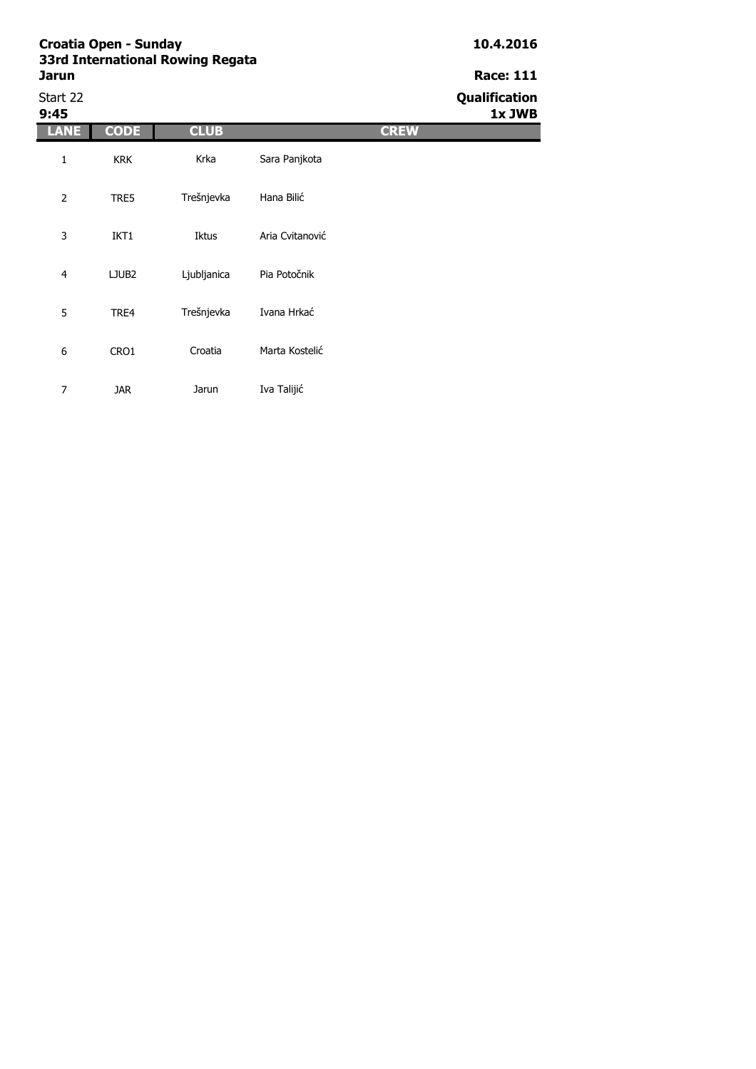**Croatia Open - Sunday**
**33rd International Rowing Regata**
**Jarun**

**10.4.2016**

**Race: 111**

Start 22
**9:45**

**Qualification**
**1x JWB**

| LANE | CODE | CLUB | CREW |
|---|---|---|---|
| 1 | KRK | Krka | Sara Panjkota |
| 2 | TRE5 | Trešnjevka | Hana Bilić |
| 3 | IKT1 | Iktus | Aria Cvitanović |
| 4 | LJUB2 | Ljubljanica | Pia Potočnik |
| 5 | TRE4 | Trešnjevka | Ivana Hrkać |
| 6 | CRO1 | Croatia | Marta Kostelić |
| 7 | JAR | Jarun | Iva Talijić |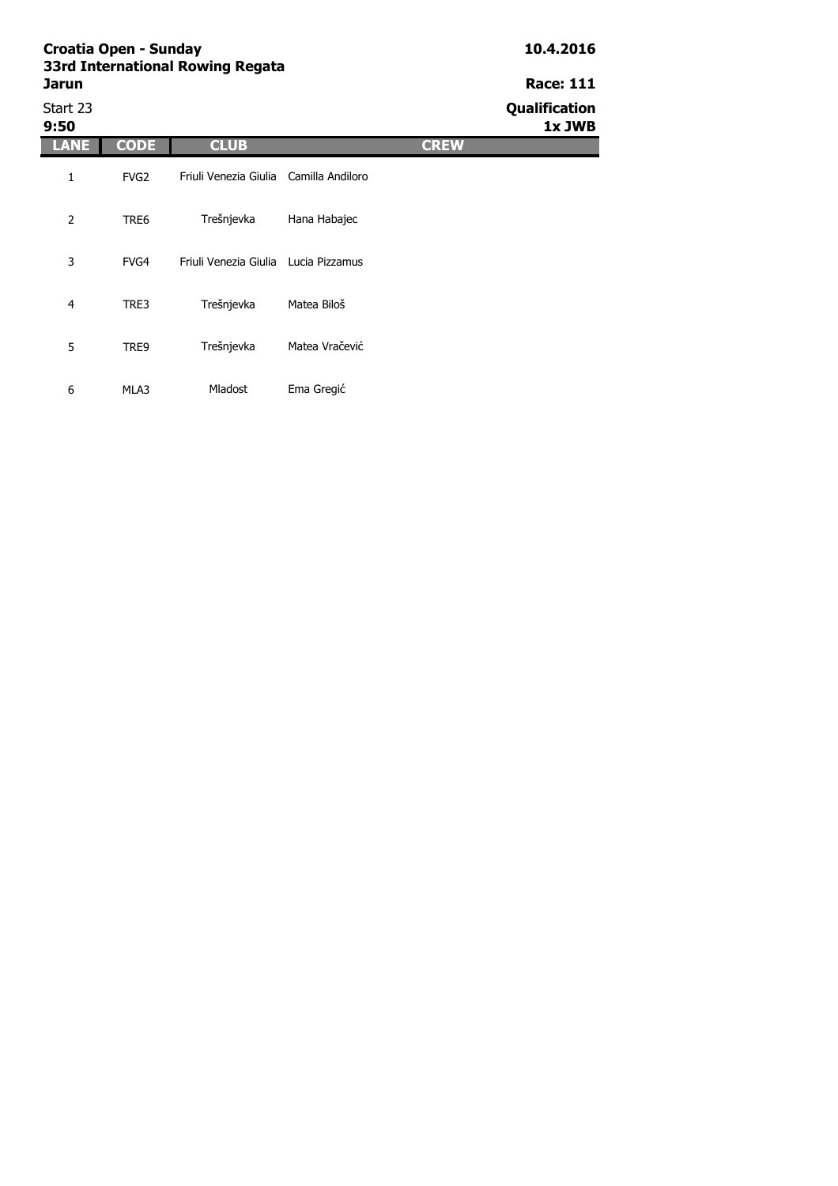**Croatia Open - Sunday**
**33rd International Rowing Regata**
**Jarun**

**10.4.2016**

**Race: 111**

Start 23
**9:50**

**Qualification**
**1x JWB**

| LANE | CODE | CLUB | CREW |
|---|---|---|---|
| 1 | FVG2 | Friuli Venezia Giulia | Camilla Andiloro |
| 2 | TRE6 | Trešnjevka | Hana Habajec |
| 3 | FVG4 | Friuli Venezia Giulia | Lucia Pizzamus |
| 4 | TRE3 | Trešnjevka | Matea Biloš |
| 5 | TRE9 | Trešnjevka | Matea Vračević |
| 6 | MLA3 | Mladost | Ema Gregić |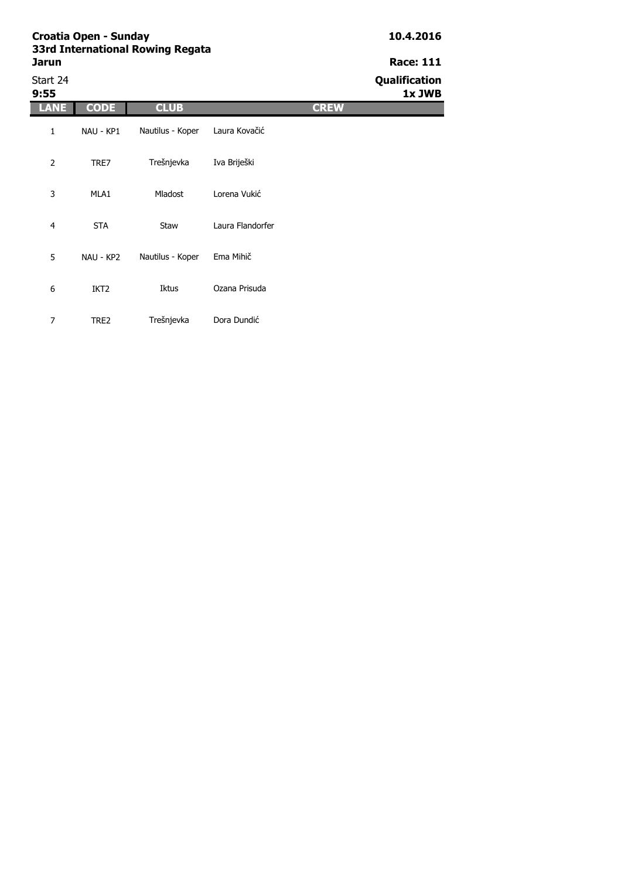**Croatia Open - Sunday**
**33rd International Rowing Regata**
**Jarun**

**10.4.2016**

**Race: 111**

Start 24
**9:55**

**Qualification**
**1x JWB**

| LANE | CODE | CLUB | CREW |
|---|---|---|---|
| 1 | NAU - KP1 | Nautilus - Koper | Laura Kovačić |
| 2 | TRE7 | Trešnjevka | Iva Briješki |
| 3 | MLA1 | Mladost | Lorena Vukić |
| 4 | STA | Staw | Laura Flandorfer |
| 5 | NAU - KP2 | Nautilus - Koper | Ema Mihič |
| 6 | IKT2 | Iktus | Ozana Prisuda |
| 7 | TRE2 | Trešnjevka | Dora Dundić |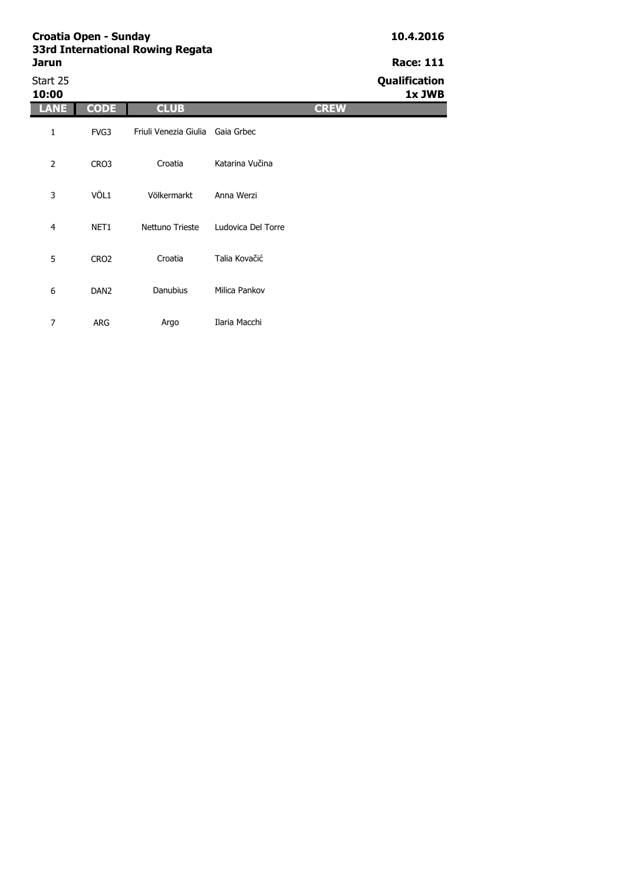**Croatia Open - Sunday**
**33rd International Rowing Regata**
**Jarun**

**10.4.2016**

**Race: 111**

Start 25
**10:00**

**Qualification**
**1x JWB**

| LANE | CODE | CLUB | CREW |
|---|---|---|---|
| 1 | FVG3 | Friuli Venezia Giulia | Gaia Grbec |
| 2 | CRO3 | Croatia | Katarina Vučina |
| 3 | VÖL1 | Völkermarkt | Anna Werzi |
| 4 | NET1 | Nettuno Trieste | Ludovica Del Torre |
| 5 | CRO2 | Croatia | Talia Kovačić |
| 6 | DAN2 | Danubius | Milica Pankov |
| 7 | ARG | Argo | Ilaria Macchi |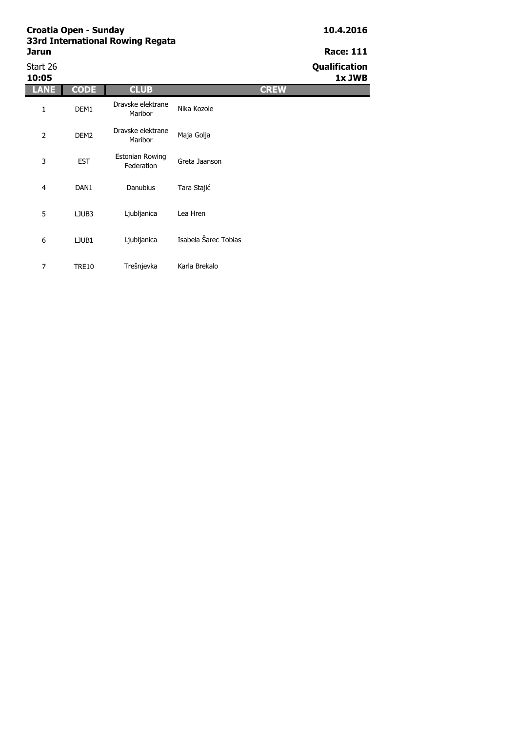**Croatia Open - Sunday**
**33rd International Rowing Regata**
**Jarun**

**10.4.2016**

**Race: 111**

Start 26
**10:05**

**Qualification**
**1x JWB**

| LANE | CODE | CLUB | CREW |
|---|---|---|---|
| 1 | DEM1 | Dravske elektrane Maribor | Nika Kozole |
| 2 | DEM2 | Dravske elektrane Maribor | Maja Golja |
| 3 | EST | Estonian Rowing Federation | Greta Jaanson |
| 4 | DAN1 | Danubius | Tara Stajić |
| 5 | LJUB3 | Ljubljanica | Lea Hren |
| 6 | LJUB1 | Ljubljanica | Isabela Šarec Tobias |
| 7 | TRE10 | Trešnjevka | Karla Brekalo |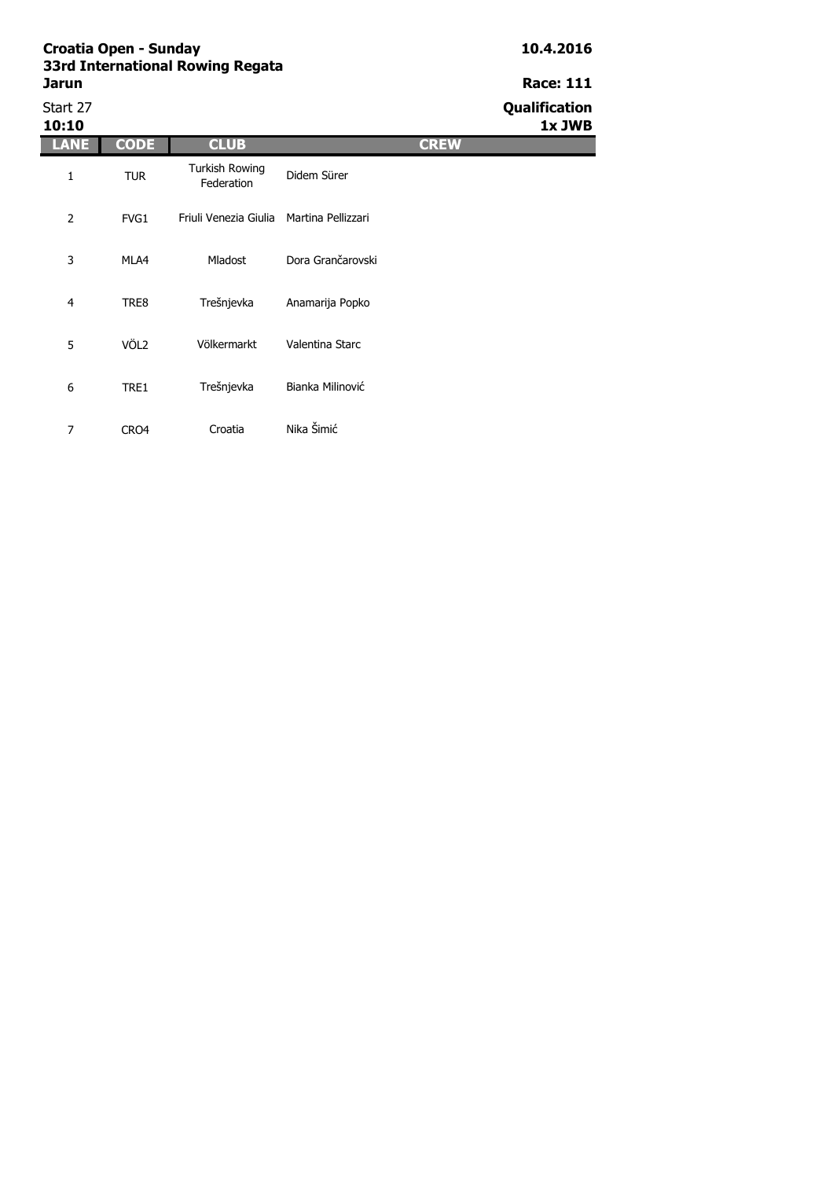**Croatia Open - Sunday**
**33rd International Rowing Regata**
**Jarun**

**10.4.2016**

**Race: 111**

Start 27
**10:10**

**Qualification**
**1x JWB**

| LANE | CODE | CLUB | CREW |
|---|---|---|---|
| 1 | TUR | Turkish Rowing Federation | Didem Sürer |
| 2 | FVG1 | Friuli Venezia Giulia | Martina Pellizzari |
| 3 | MLA4 | Mladost | Dora Grančarovski |
| 4 | TRE8 | Trešnjevka | Anamarija Popko |
| 5 | VÖL2 | Völkermarkt | Valentina Starc |
| 6 | TRE1 | Trešnjevka | Bianka Milinović |
| 7 | CRO4 | Croatia | Nika Šimić |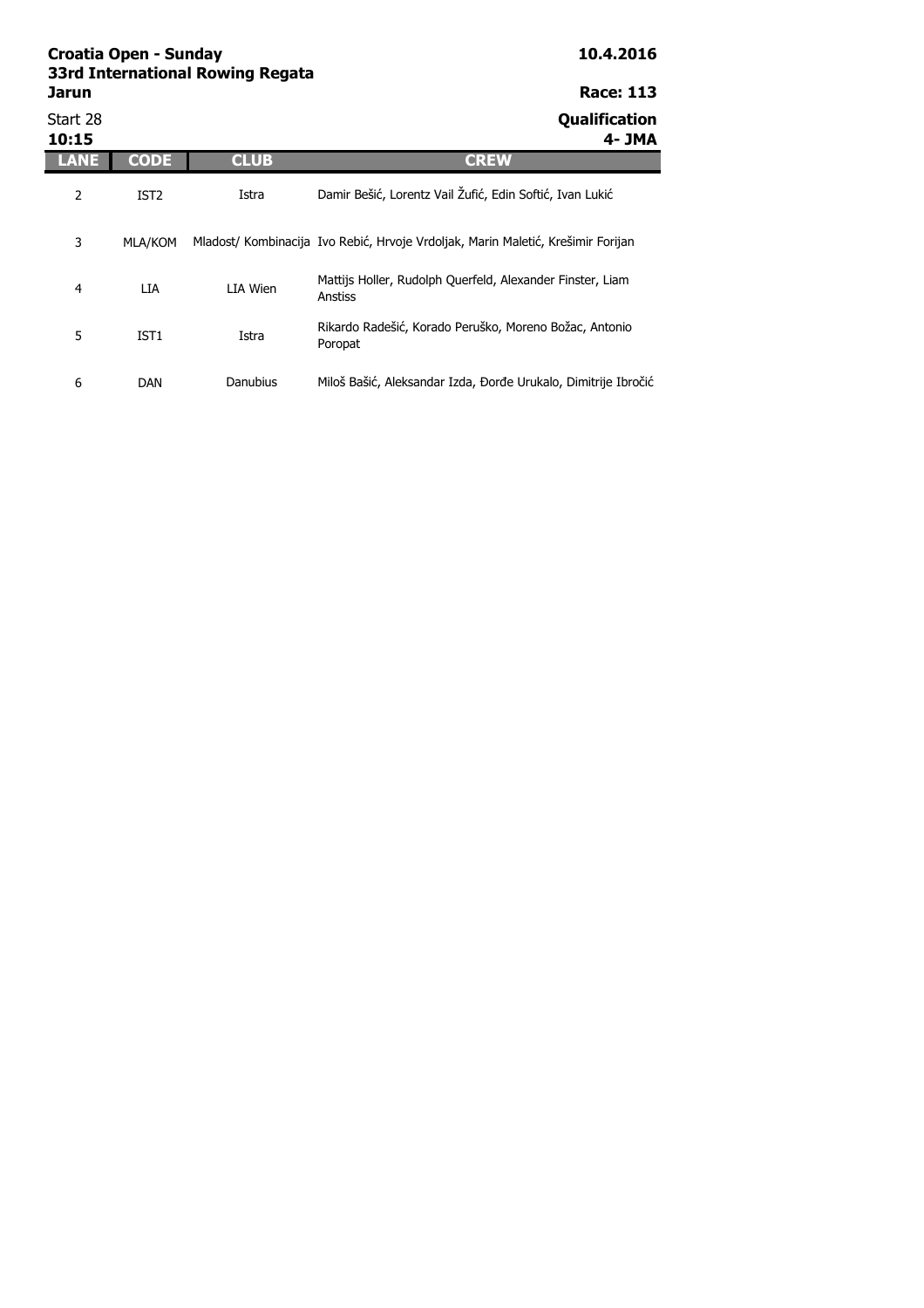**Croatia Open - Sunday**
**33rd International Rowing Regata**
**Jarun**

**10.4.2016**

**Race: 113**

Start 28
**10:15**

**Qualification**
**4- JMA**

| LANE | CODE | CLUB | CREW |
|---|---|---|---|
| 2 | IST2 | Istra | Damir Bešić, Lorentz Vail Žufić, Edin Softić, Ivan Lukić |
| 3 | MLA/KOM | Mladost/ Kombinacija | Ivo Rebić, Hrvoje Vrdoljak, Marin Maletić, Krešimir Forijan |
| 4 | LIA | LIA Wien | Mattijs Holler, Rudolph Querfeld, Alexander Finster, Liam Anstiss |
| 5 | IST1 | Istra | Rikardo Radešić, Korado Peruško, Moreno Božac, Antonio Poropat |
| 6 | DAN | Danubius | Miloš Bašić, Aleksandar Izda, Đorđe Urukalo, Dimitrije Ibročić |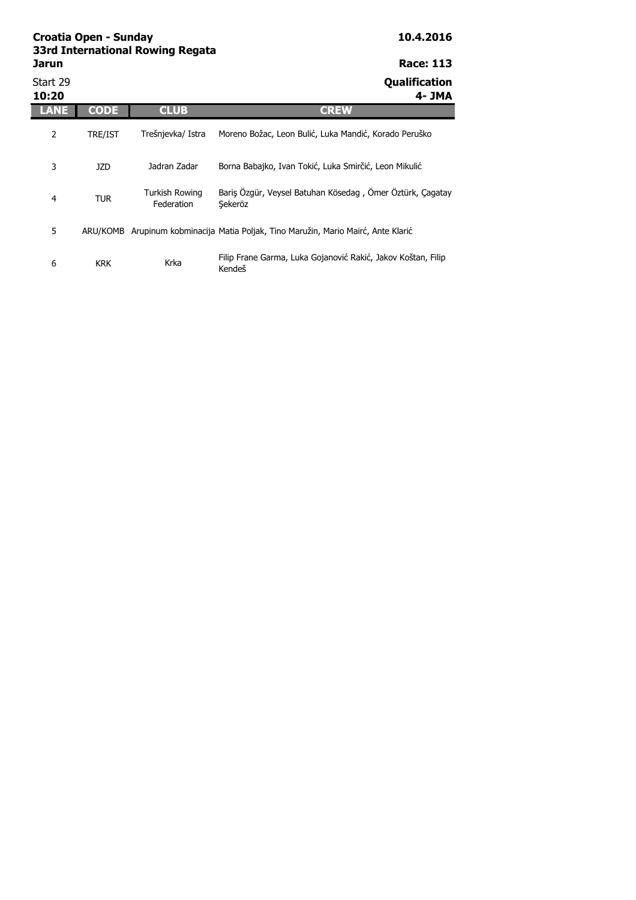**Croatia Open - Sunday** **10.4.2016**
**33rd International Rowing Regata**
**Jarun** **Race: 113**

Start 29 **Qualification**
**10:20** **4- JMA**

| LANE | CODE | CLUB | CREW |
|---|---|---|---|
| 2 | TRE/IST | Trešnjevka/ Istra | Moreno Božac, Leon Bulić, Luka Mandić, Korado Peruško |
| 3 | JZD | Jadran Zadar | Borna Babajko, Ivan Tokić, Luka Smirčić, Leon Mikulić |
| 4 | TUR | Turkish Rowing Federation | Bariş Özgür, Veysel Batuhan Kösedag , Ömer Öztürk, Çagatay Şeker öz |
| 5 | ARU/KOMB | Arupinum kobminacija | Matia Poljak, Tino Maružin, Mario Mairć, Ante Klarić |
| 6 | KRK | Krka | Filip Frane Garma, Luka Gojanović Rakić, Jakov Koštan, Filip Kendeš |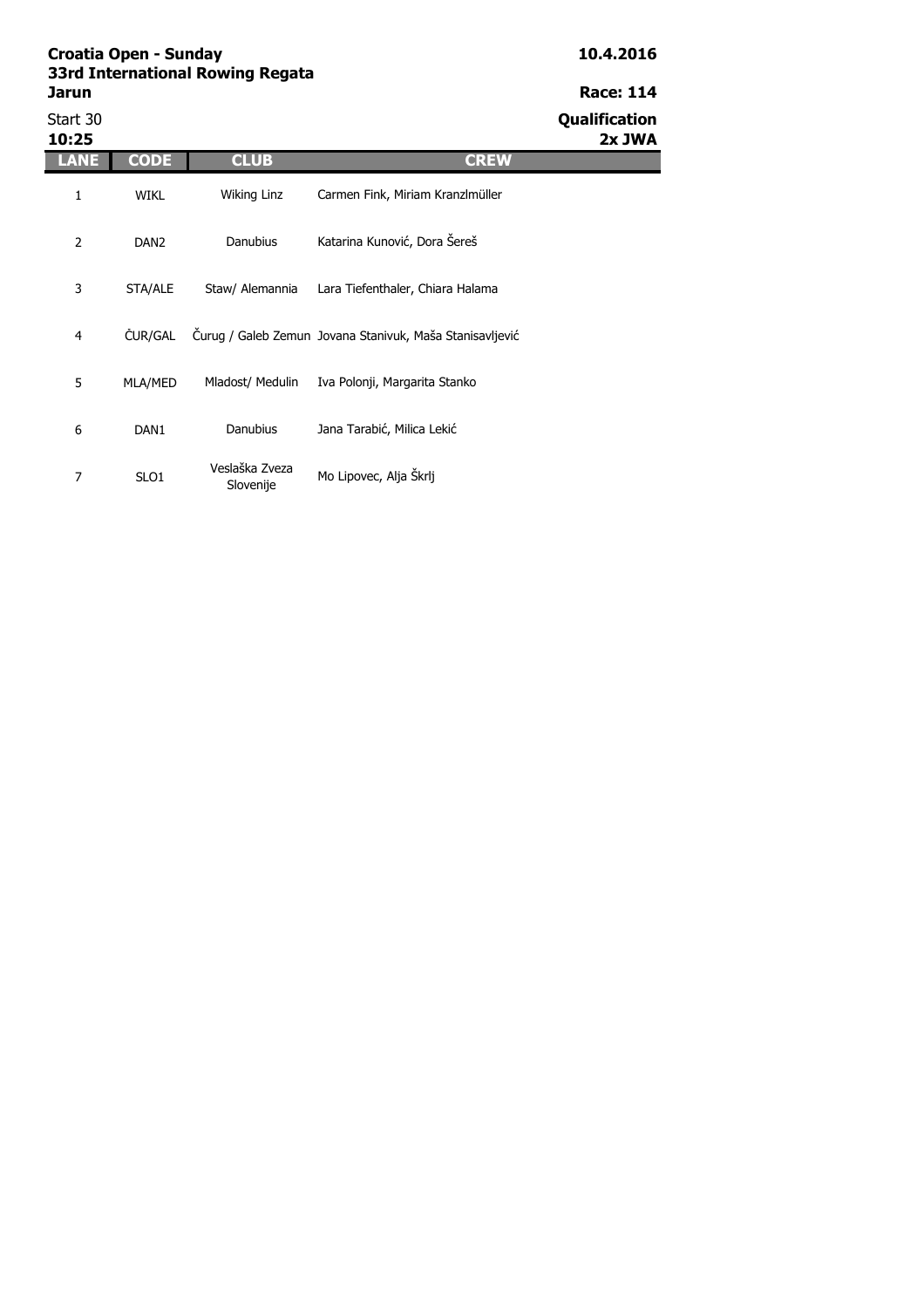**Croatia Open - Sunday**
**33rd International Rowing Regata**
**Jarun**

**10.4.2016**

**Race: 114**

Start 30
**10:25**

**Qualification**
**2x JWA**

| LANE | CODE | CLUB | CREW |
|---|---|---|---|
| 1 | WIKL | Wiking Linz | Carmen Fink, Miriam Kranzlmüller |
| 2 | DAN2 | Danubius | Katarina Kunović, Dora Šereš |
| 3 | STA/ALE | Staw/ Alemannia | Lara Tiefenthaler, Chiara Halama |
| 4 | ČUR/GAL | Čurug / Galeb Zemun | Jovana Stanivuk, Maša Stanisavljević |
| 5 | MLA/MED | Mladost/ Medulin | Iva Polonji, Margarita Stanko |
| 6 | DAN1 | Danubius | Jana Tarabić, Milica Lekić |
| 7 | SLO1 | Veslaška Zveza Slovenije | Mo Lipovec, Alja Škrlj |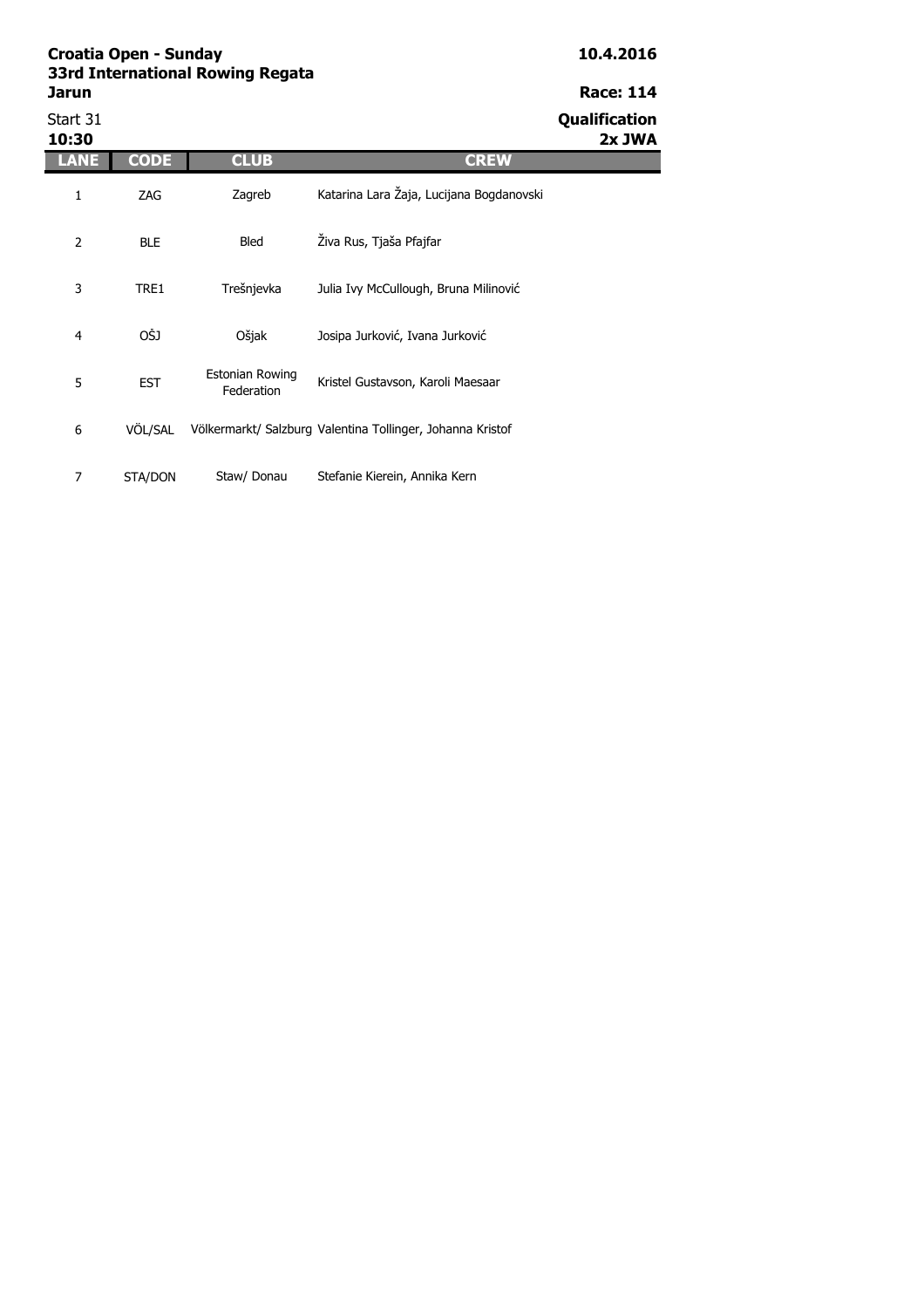**Croatia Open - Sunday**
**33rd International Rowing Regata**
**Jarun**

**10.4.2016**

**Race: 114**

Start 31
**10:30**

**Qualification**
**2x JWA**

| LANE | CODE | CLUB | CREW |
| --- | --- | --- | --- |
| 1 | ZAG | Zagreb | Katarina Lara Žaja, Lucijana Bogdanovski |
| 2 | BLE | Bled | Živa Rus, Tjaša Pfajfar |
| 3 | TRE1 | Trešnjevka | Julia Ivy McCullough, Bruna Milinović |
| 4 | OŠJ | Ošjak | Josipa Jurković, Ivana Jurković |
| 5 | EST | Estonian Rowing Federation | Kristel Gustavson, Karoli Maesaar |
| 6 | VÖL/SAL | Völkermarkt/ Salzburg | Valentina Tollinger, Johanna Kristof |
| 7 | STA/DON | Staw/ Donau | Stefanie Kierein, Annika Kern |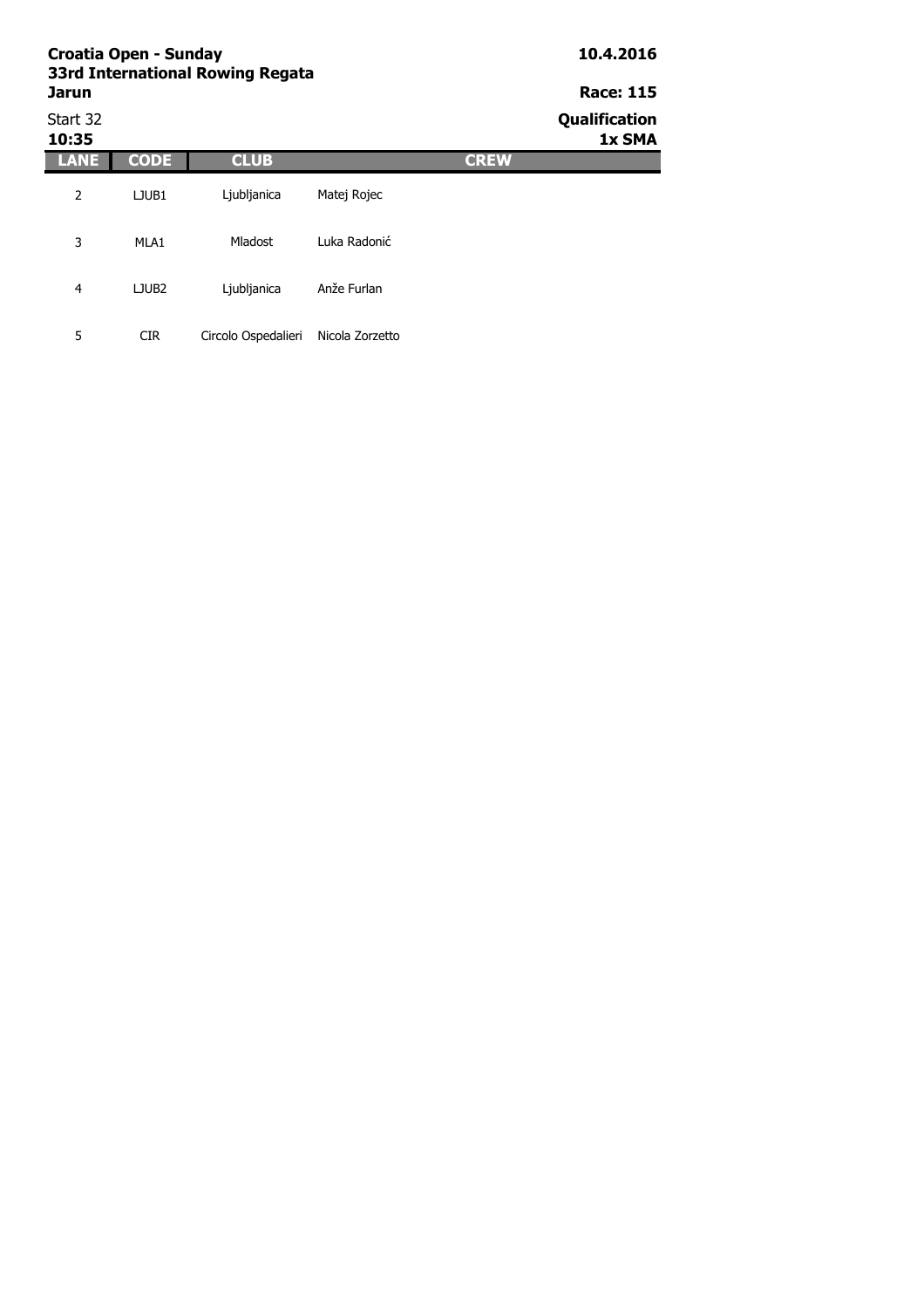**Croatia Open - Sunday**
**33rd International Rowing Regata**
**Jarun**

**10.4.2016**

**Race: 115**

Start 32
**10:35**

**Qualification**
**1x SMA**

| LANE | CODE | CLUB | CREW |
|---|---|---|---|
| 2 | LJUB1 | Ljubljanica | Matej Rojec |
| 3 | MLA1 | Mladost | Luka Radonić |
| 4 | LJUB2 | Ljubljanica | Anže Furlan |
| 5 | CIR | Circolo Ospedalieri | Nicola Zorzetto |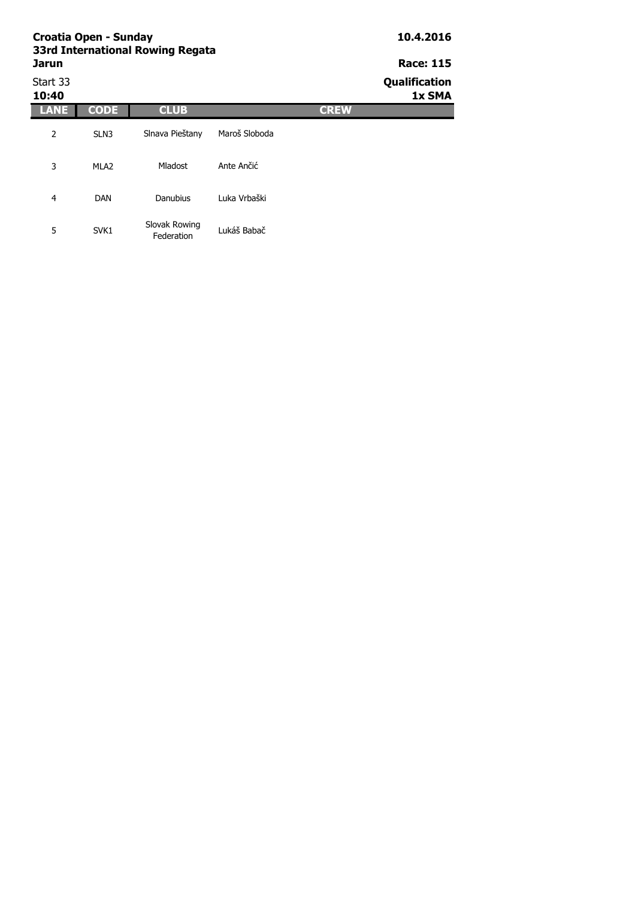**Croatia Open - Sunday**
**33rd International Rowing Regata**
**Jarun**

**10.4.2016**

**Race: 115**

Start 33
**10:40**

**Qualification**
**1x SMA**

| LANE | CODE | CLUB | CREW |
|---|---|---|---|
| 2 | SLN3 | Slnava Pieštany | Maroš Sloboda |
| 3 | MLA2 | Mladost | Ante Ančić |
| 4 | DAN | Danubius | Luka Vrbaški |
| 5 | SVK1 | Slovak Rowing Federation | Lukáš Babač |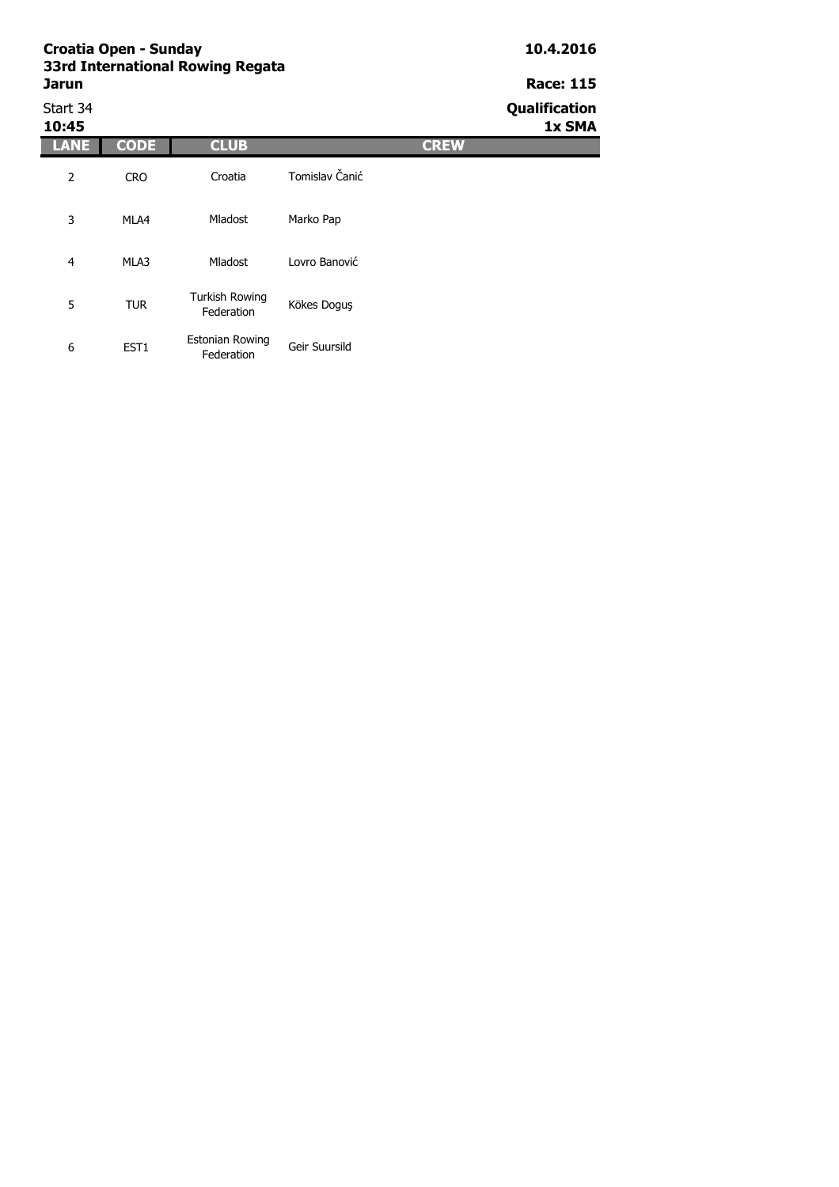**Croatia Open - Sunday** **10.4.2016**
**33rd International Rowing Regata**
**Jarun** **Race: 115**

Start 34 **Qualification**
**10:45** **1x SMA**

| LANE | CODE | CLUB | CREW |
|---|---|---|---|
| 2 | CRO | Croatia | Tomislav Čanić |
| 3 | MLA4 | Mladost | Marko Pap |
| 4 | MLA3 | Mladost | Lovro Banović |
| 5 | TUR | Turkish Rowing Federation | Kökes Doguş |
| 6 | EST1 | Estonian Rowing Federation | Geir Suursild |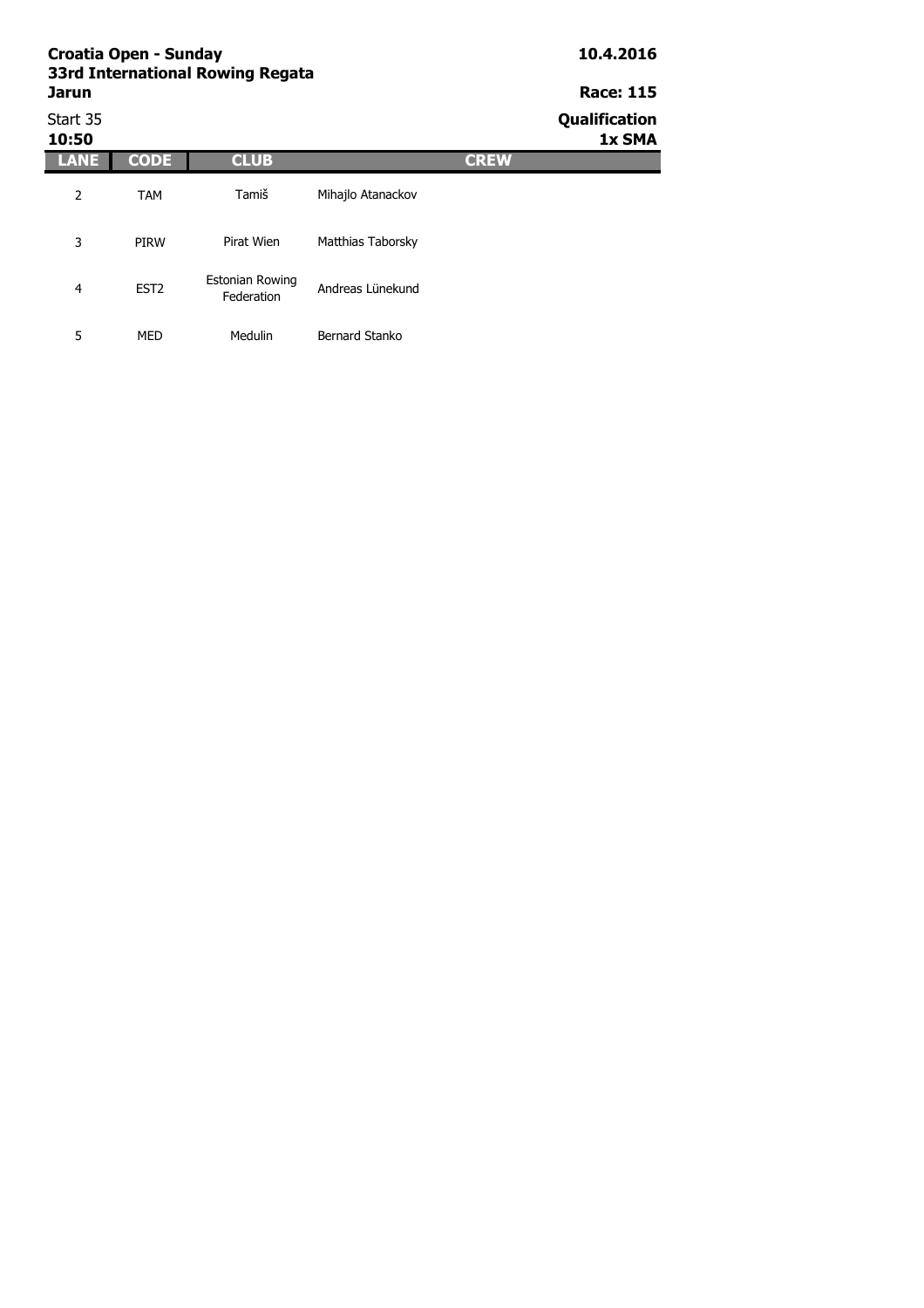**Croatia Open - Sunday**
**33rd International Rowing Regata**
**Jarun**

**10.4.2016**

**Race: 115**

Start 35
**10:50**

**Qualification**
**1x SMA**

| LANE | CODE | CLUB | CREW |
|---|---|---|---|
| 2 | TAM | Tamiš | Mihajlo Atanackov |
| 3 | PIRW | Pirat Wien | Matthias Taborsky |
| 4 | EST2 | Estonian Rowing Federation | Andreas Lünekund |
| 5 | MED | Medulin | Bernard Stanko |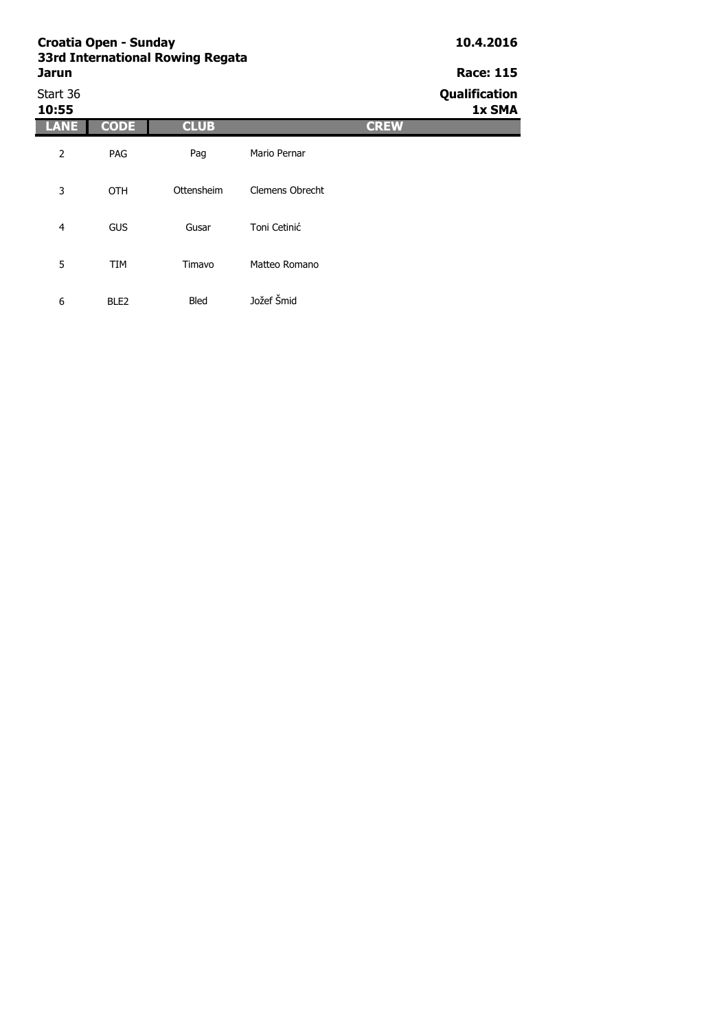**Croatia Open - Sunday**
**33rd International Rowing Regata**
**Jarun**

**10.4.2016**

**Race: 115**

Start 36
**10:55**

**Qualification**
**1x SMA**

| LANE | CODE | CLUB | CREW |
| --- | --- | --- | --- |
| 2 | PAG | Pag | Mario Pernar |
| 3 | OTH | Ottensheim | Clemens Obrecht |
| 4 | GUS | Gusar | Toni Cetinić |
| 5 | TIM | Timavo | Matteo Romano |
| 6 | BLE2 | Bled | Jožef Šmid |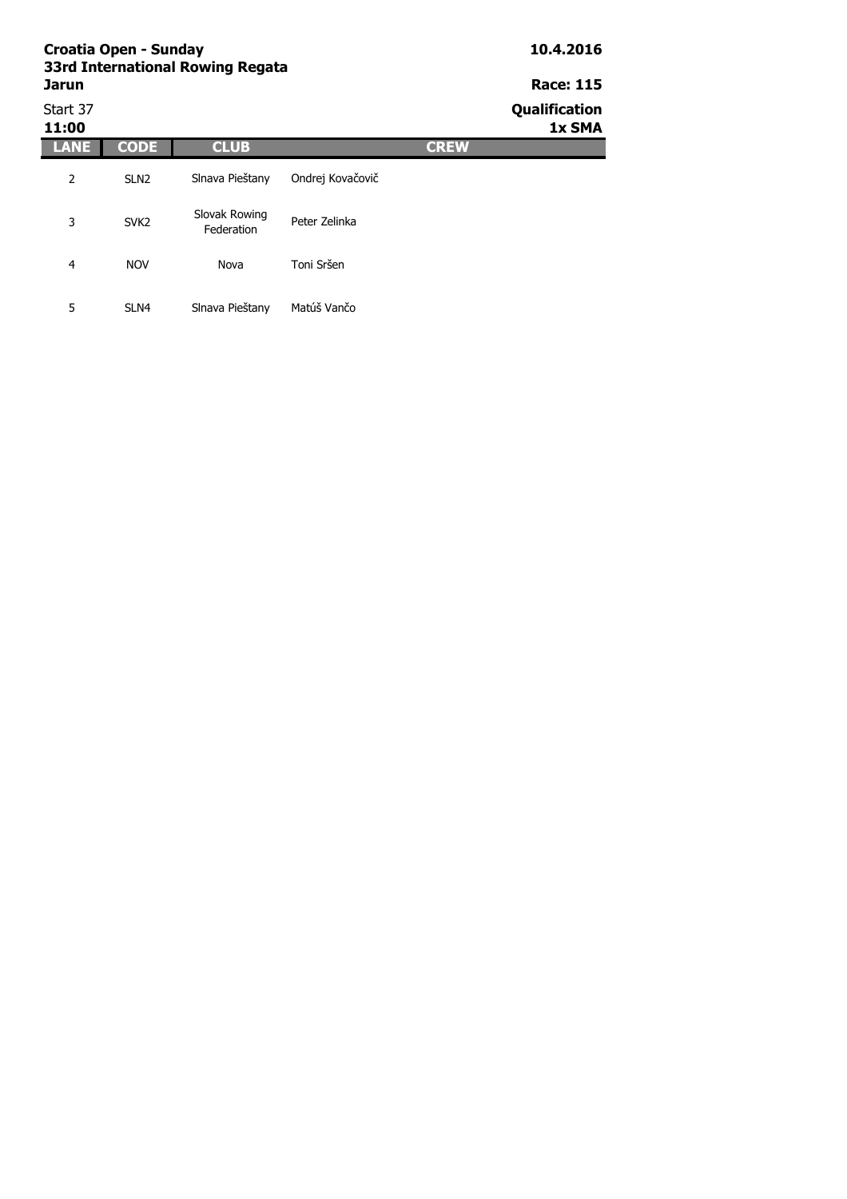**Croatia Open - Sunday**
**33rd International Rowing Regata**
**Jarun**

**10.4.2016**

**Race: 115**

Start 37
**11:00**

**Qualification**
**1x SMA**

| LANE | CODE | CLUB | CREW |
|---|---|---|---|
| 2 | SLN2 | Slnava Pieštany | Ondrej Kovačovič |
| 3 | SVK2 | Slovak Rowing Federation | Peter Zelinka |
| 4 | NOV | Nova | Toni Sršen |
| 5 | SLN4 | Slnava Pieštany | Matúš Vančo |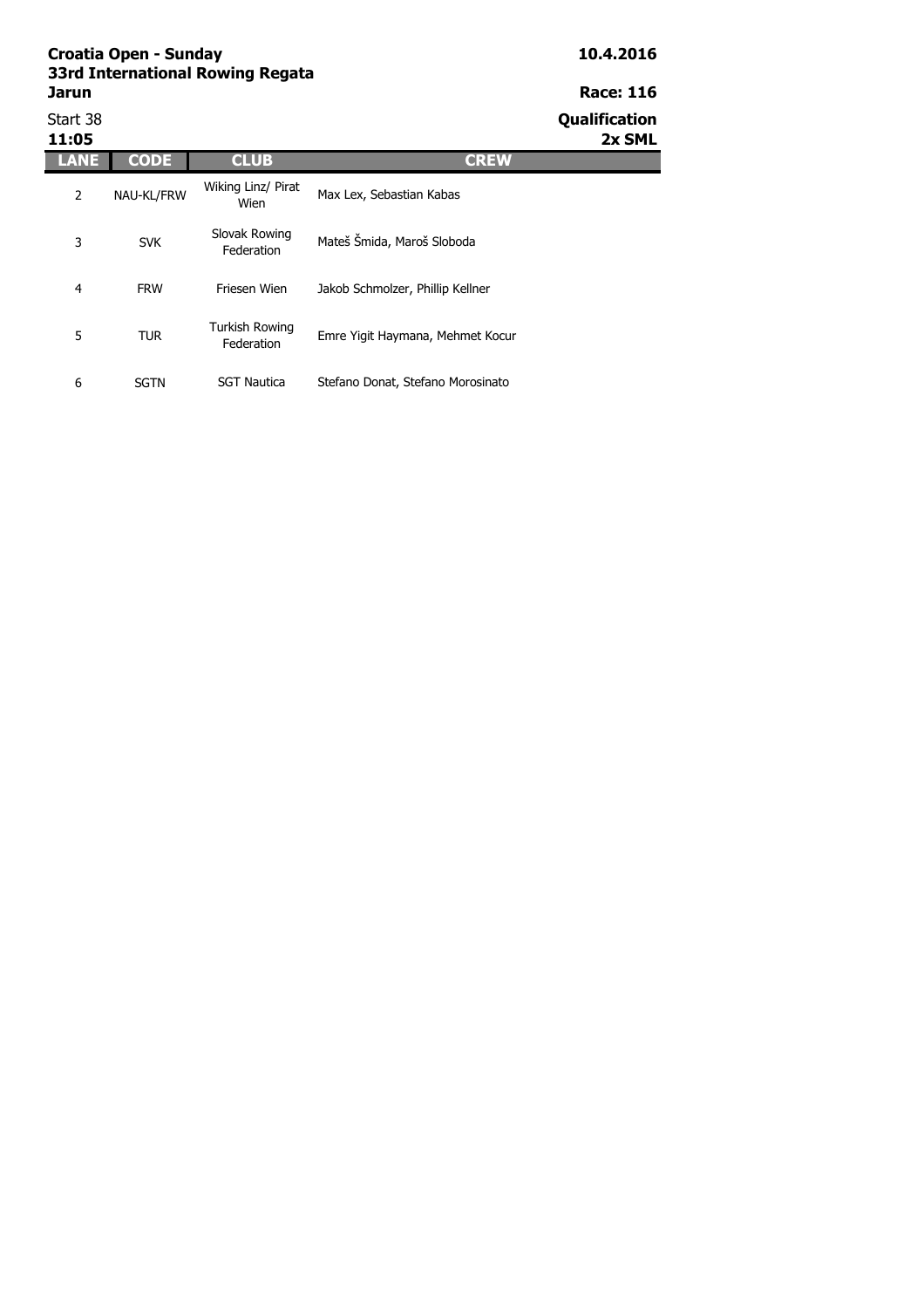**Croatia Open - Sunday**
**33rd International Rowing Regata**
**Jarun**

**10.4.2016**

**Race: 116**

Start 38
**11:05**

**Qualification**
**2x SML**

| LANE | CODE | CLUB | CREW |
|---|---|---|---|
| 2 | NAU-KL/FRW | Wiking Linz/ Pirat Wien | Max Lex, Sebastian Kabas |
| 3 | SVK | Slovak Rowing Federation | Mateš Šmida, Maroš Sloboda |
| 4 | FRW | Friesen Wien | Jakob Schmolzer, Phillip Kellner |
| 5 | TUR | Turkish Rowing Federation | Emre Yigit Haymana, Mehmet Kocur |
| 6 | SGTN | SGT Nautica | Stefano Donat, Stefano Morosinato |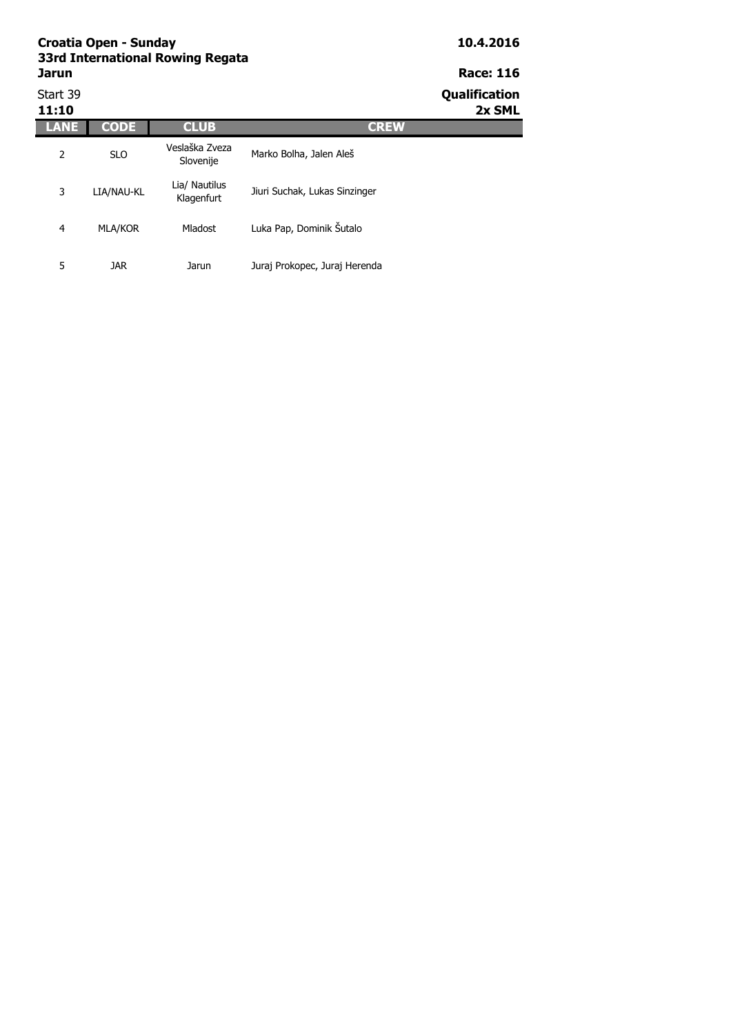**Croatia Open - Sunday**
**33rd International Rowing Regata**
**Jarun**

**10.4.2016**

**Race: 116**

Start 39
**11:10**

**Qualification**
**2x SML**

| LANE | CODE | CLUB | CREW |
| --- | --- | --- | --- |
| 2 | SLO | Veslaška Zveza Slovenije | Marko Bolha, Jalen Aleš |
| 3 | LIA/NAU-KL | Lia/ Nautilus Klagenfurt | Jiuri Suchak, Lukas Sinzinger |
| 4 | MLA/KOR | Mladost | Luka Pap, Dominik Šutalo |
| 5 | JAR | Jarun | Juraj Prokopec, Juraj Herenda |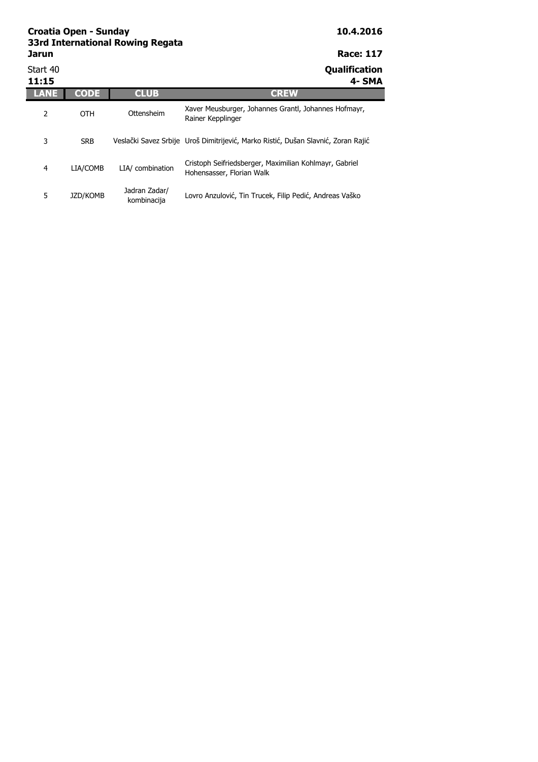**Croata Open - Sunday**
**33rd International Rowing Regata**
**Jarun**

**10.4.2016**

**Race: 117**

Start 40
**11:15**

**Qualification**
**4- SMA**

| LANE | CODE | CLUB | CREW |
|---|---|---|---|
| 2 | OTH | Ottensheim | Xaver Meusburger, Johannes Grantl, Johannes Hofmayr, Rainer Kepplinger |
| 3 | SRB | Veslački Savez Srbije | Uroš Dimitrijević, Marko Ristić, Dušan Slavnić, Zoran Rajić |
| 4 | LIA/COMB | LIA/ combination | Cristoph Seifriedsberger, Maximilian Kohlmayr, Gabriel Hohensasser, Florian Walk |
| 5 | JZD/KOMB | Jadran Zadar/ kombinacija | Lovro Anzulović, Tin Trucek, Filip Pedić, Andreas Vaško |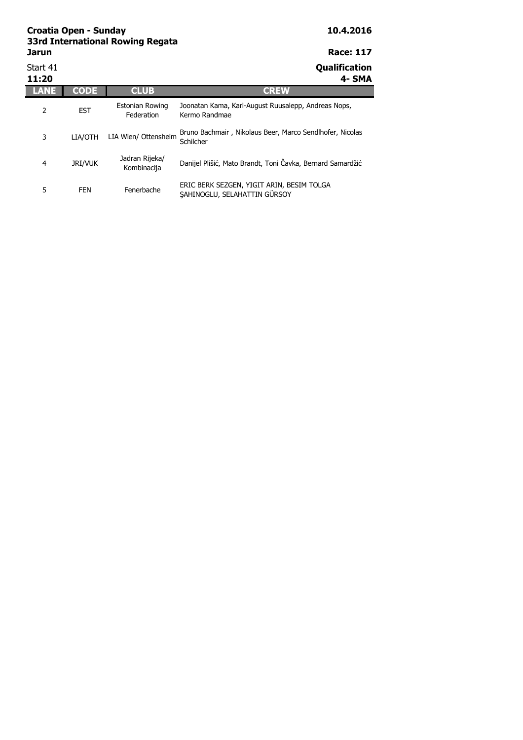**Croatia Open - Sunday**
**33rd International Rowing Regata**
**Jarun**

**10.4.2016**

**Race: 117**

Start 41
**11:20**

**Qualification**
**4- SMA**

| LANE | CODE | CLUB | CREW |
| --- | --- | --- | --- |
| 2 | EST | Estonian Rowing Federation | Joonatan Kama, Karl-August Ruusalepp, Andreas Nops, Kermo Randmae |
| 3 | LIA/OTH | LIA Wien/ Ottensheim | Bruno Bachmair , Nikolaus Beer, Marco Sendlhofer, Nicolas Schilcher |
| 4 | JRI/VUK | Jadran Rijeka/ Kombinacija | Danijel Plišić, Mato Brandt, Toni Čavka, Bernard Samardžić |
| 5 | FEN | Fenerbache | ERIC BERK SEZGEN, YIGIT ARIN, BESIM TOLGA ŞAHINOGLU, SELAHATTIN GÜRSOY |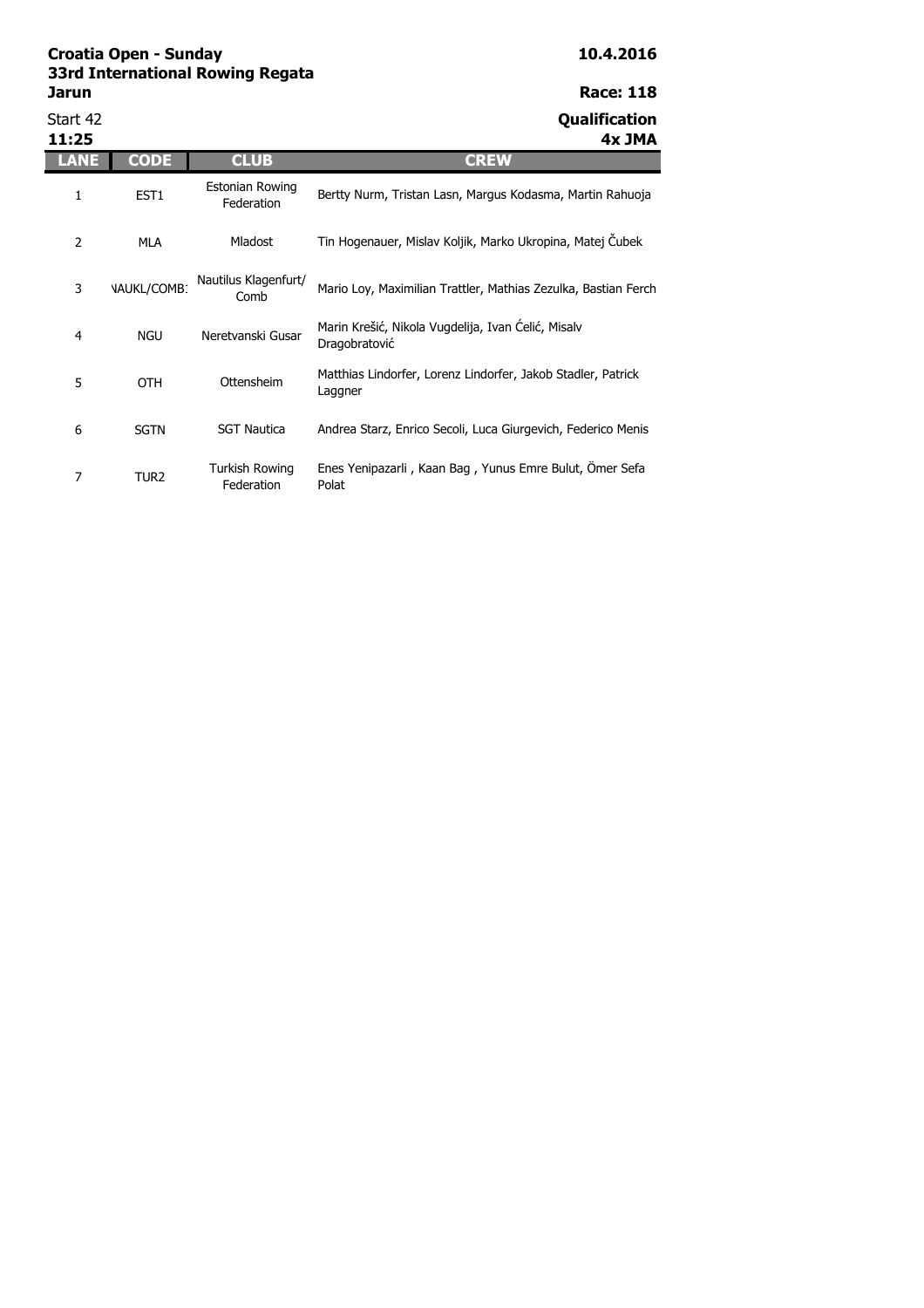**Croatia Open - Sunday**
**33rd International Rowing Regata**
**Jarun**

**10.4.2016**

**Race: 118**

Start 42
**11:25**

**Qualification**
**4x JMA**

| LANE | CODE | CLUB | CREW |
|---|---|---|---|
| 1 | EST1 | Estonian Rowing Federation | Bertty Nurm, Tristan Lasn, Margus Kodasma, Martin Rahuoja |
| 2 | MLA | Mladost | Tin Hogenauer, Mislav Koljik, Marko Ukropina, Matej Čubek |
| 3 | NAUKL/COMB: | Nautilus Klagenfurt/ Comb | Mario Loy, Maximilian Trattler, Mathias Zezulka, Bastian Ferch |
| 4 | NGU | Neretvanski Gusar | Marin Krešić, Nikola Vugdelija, Ivan Ćelić, Misalv Dragobratović |
| 5 | OTH | Ottensheim | Matthias Lindorfer, Lorenz Lindorfer, Jakob Stadler, Patrick Laggner |
| 6 | SGTN | SGT Nautica | Andrea Starz, Enrico Secoli, Luca Giurgevich, Federico Menis |
| 7 | TUR2 | Turkish Rowing Federation | Enes Yenipazarli , Kaan Bag , Yunus Emre Bulut, Ömer Sefa Polat |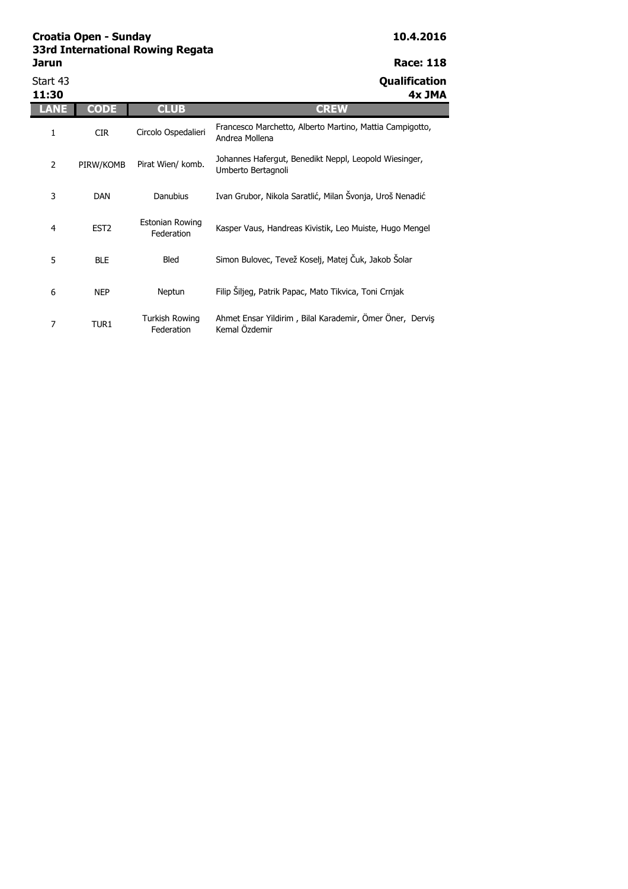**Croatia Open - Sunday**
**33rd International Rowing Regata**
**Jarun**

**10.4.2016**

**Race: 118**

Start 43
**11:30**

**Qualification**
**4x JMA**

| LANE | CODE | CLUB | CREW |
| --- | --- | --- | --- |
| 1 | CIR | Circolo Ospedalieri | Francesco Marchetto, Alberto Martino, Mattia Campigotto, Andrea Mollena |
| 2 | PIRW/KOMB | Pirat Wien/ komb. | Johannes Hafergut, Benedikt Neppl, Leopold Wiesinger, Umberto Bertagnoli |
| 3 | DAN | Danubius | Ivan Grubor, Nikola Saratlić, Milan Švonja, Uroš Nenadić |
| 4 | EST2 | Estonian Rowing Federation | Kasper Vaus, Handreas Kivistik, Leo Muiste, Hugo Mengel |
| 5 | BLE | Bled | Simon Bulovec, Tevež Koselj, Matej Čuk, Jakob Šolar |
| 6 | NEP | Neptun | Filip Šiljeg, Patrik Papac, Mato Tikvica, Toni Crnjak |
| 7 | TUR1 | Turkish Rowing Federation | Ahmet Ensar Yildirim , Bilal Karademir, Ömer Öner, Derviş Kemal Özdemir |